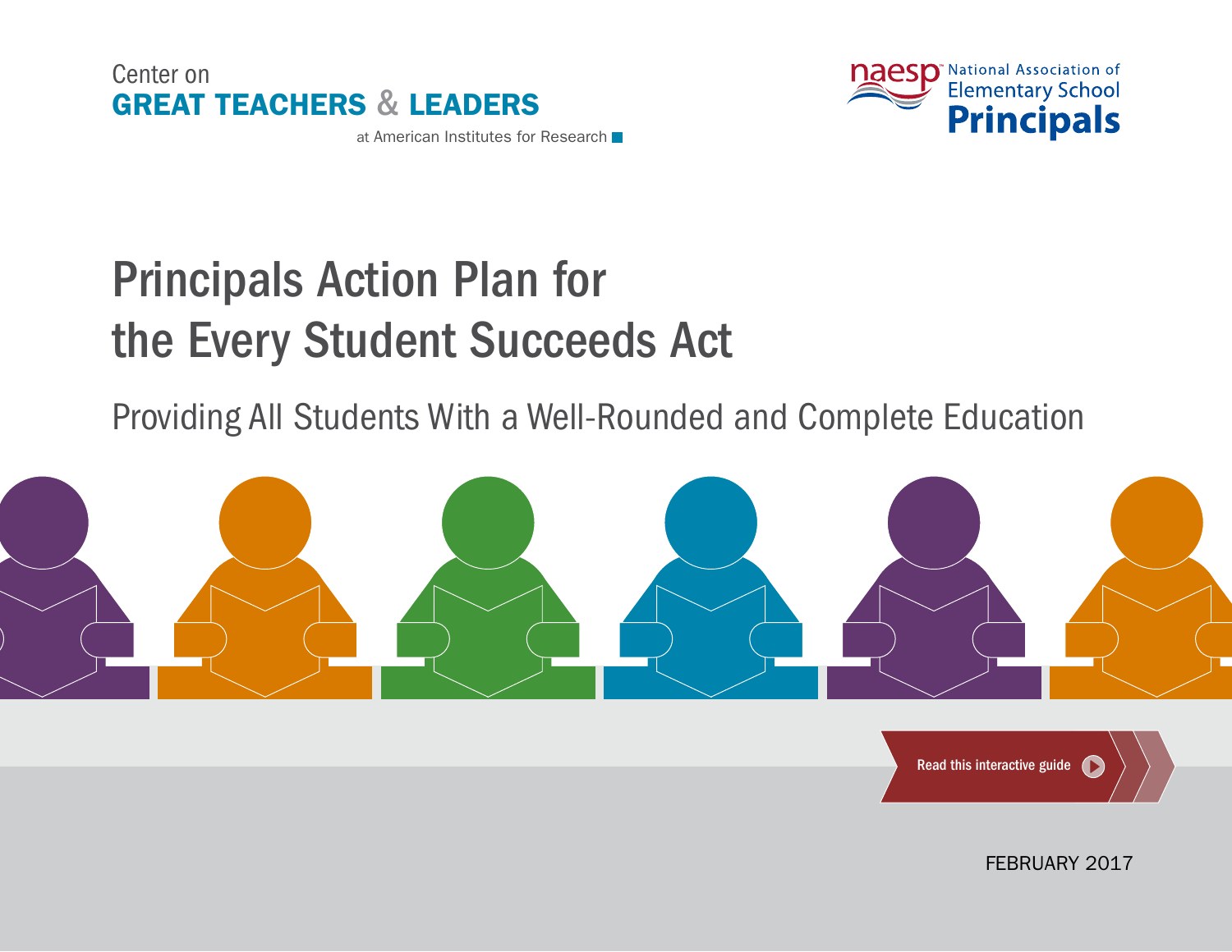Center on
**GREAT TEACHERS & LEADERS**
at American Institutes for Research

naesp National Association of Elementary School **Principals**

# Principals Action Plan for the Every Student Succeeds Act

## Providing All Students With a Well-Rounded and Complete Education

Read this interactive guide

FEBRUARY 2017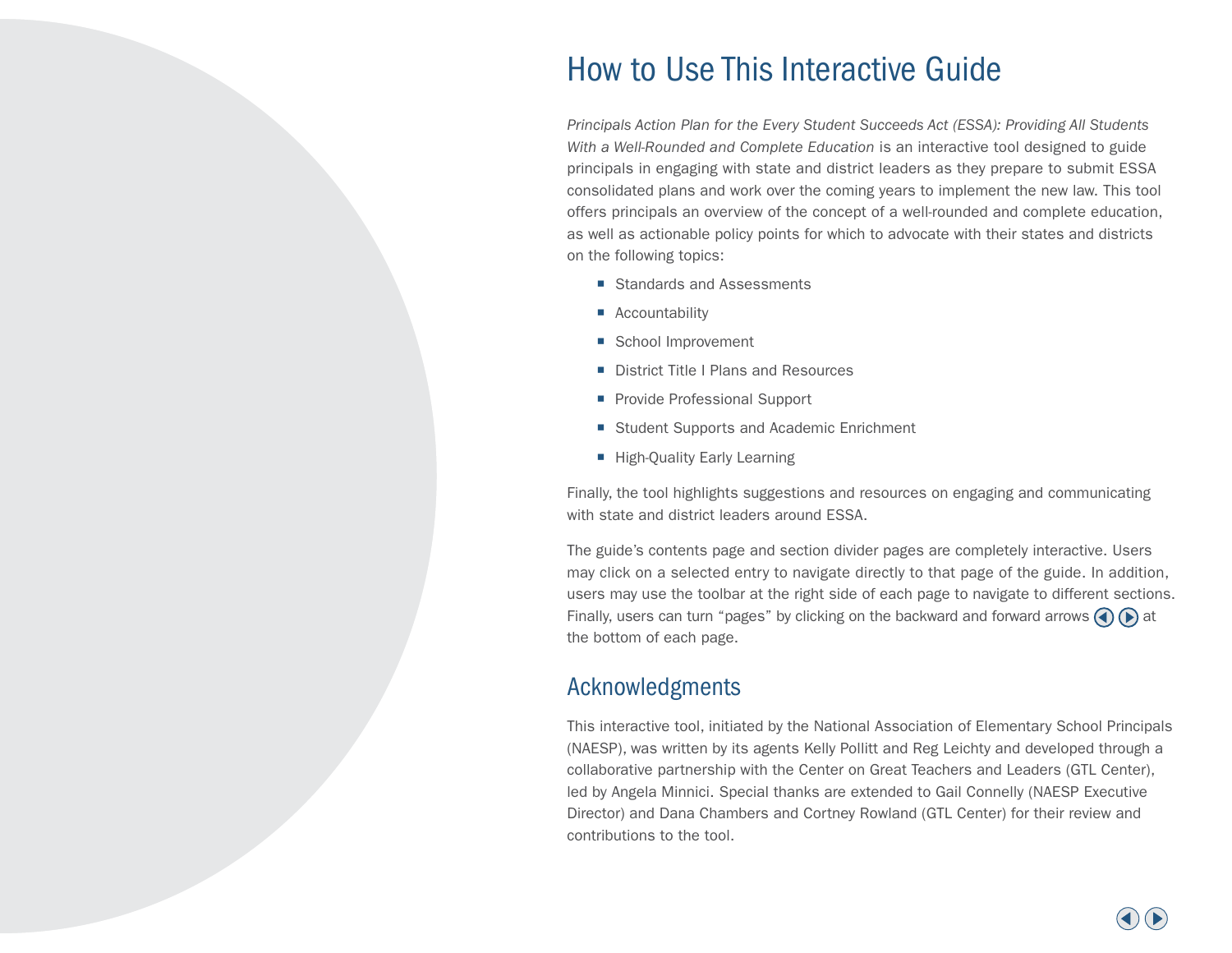# How to Use This Interactive Guide

*Principals Action Plan for the Every Student Succeeds Act (ESSA): Providing All Students With a Well-Rounded and Complete Education* is an interactive tool designed to guide principals in engaging with state and district leaders as they prepare to submit ESSA consolidated plans and work over the coming years to implement the new law. This tool offers principals an overview of the concept of a well-rounded and complete education, as well as actionable policy points for which to advocate with their states and districts on the following topics:

- Standards and Assessments
- Accountability
- School Improvement
- District Title I Plans and Resources
- Provide Professional Support
- Student Supports and Academic Enrichment
- High-Quality Early Learning

Finally, the tool highlights suggestions and resources on engaging and communicating with state and district leaders around ESSA.

The guide's contents page and section divider pages are completely interactive. Users may click on a selected entry to navigate directly to that page of the guide. In addition, users may use the toolbar at the right side of each page to navigate to different sections. Finally, users can turn "pages" by clicking on the backward and forward arrows ◀ ▶ at the bottom of each page.

## Acknowledgments

This interactive tool, initiated by the National Association of Elementary School Principals (NAESP), was written by its agents Kelly Pollitt and Reg Leichty and developed through a collaborative partnership with the Center on Great Teachers and Leaders (GTL Center), led by Angela Minnici. Special thanks are extended to Gail Connelly (NAESP Executive Director) and Dana Chambers and Cortney Rowland (GTL Center) for their review and contributions to the tool.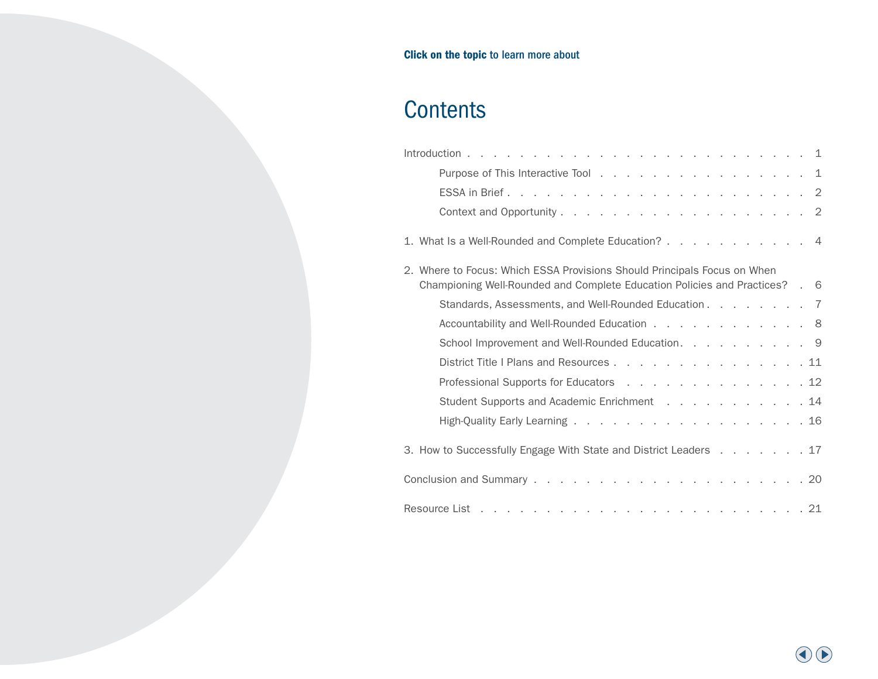**Click on the topic** to learn more about

# Contents

- Introduction ... 1
    - Purpose of This Interactive Tool ... 1
    - ESSA in Brief ... 2
    - Context and Opportunity ... 2
- 1. What Is a Well-Rounded and Complete Education? ... 4
- 2. Where to Focus: Which ESSA Provisions Should Principals Focus on When Championing Well-Rounded and Complete Education Policies and Practices? ... 6
    - Standards, Assessments, and Well-Rounded Education ... 7
    - Accountability and Well-Rounded Education ... 8
    - School Improvement and Well-Rounded Education ... 9
    - District Title I Plans and Resources ... 11
    - Professional Supports for Educators ... 12
    - Student Supports and Academic Enrichment ... 14
    - High-Quality Early Learning ... 16
- 3. How to Successfully Engage With State and District Leaders ... 17
- Conclusion and Summary ... 20
- Resource List ... 21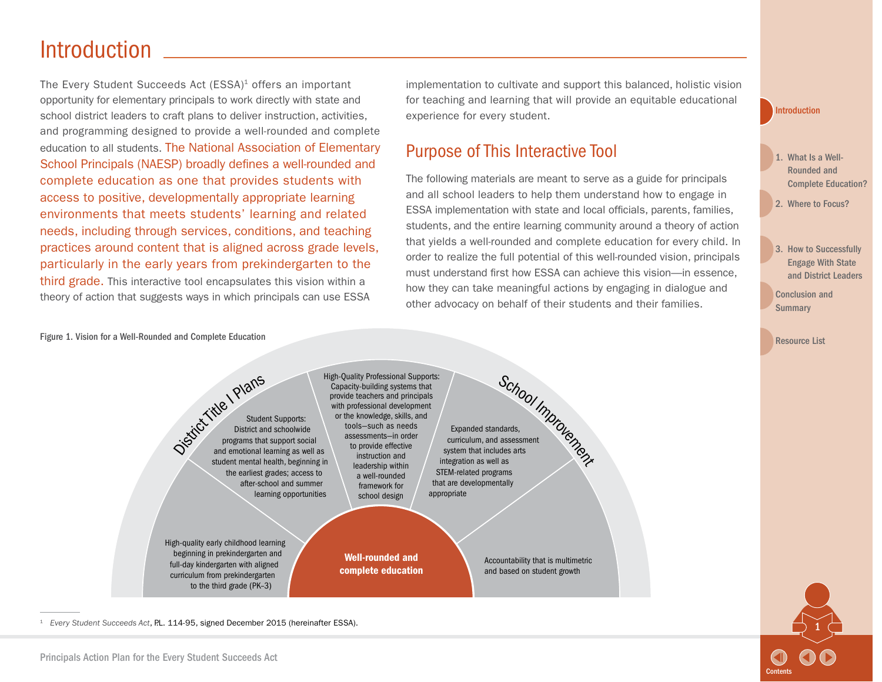# Introduction

The Every Student Succeeds Act (ESSA)[1] offers an important opportunity for elementary principals to work directly with state and school district leaders to craft plans to deliver instruction, activities, and programming designed to provide a well-rounded and complete education to all students. The National Association of Elementary School Principals (NAESP) broadly defines a well-rounded and complete education as one that provides students with access to positive, developmentally appropriate learning environments that meets students' learning and related needs, including through services, conditions, and teaching practices around content that is aligned across grade levels, particularly in the early years from prekindergarten to the third grade. This interactive tool encapsulates this vision within a theory of action that suggests ways in which principals can use ESSA implementation to cultivate and support this balanced, holistic vision for teaching and learning that will provide an equitable educational experience for every student.

## Purpose of This Interactive Tool

The following materials are meant to serve as a guide for principals and all school leaders to help them understand how to engage in ESSA implementation with state and local officials, parents, families, students, and the entire learning community around a theory of action that yields a well-rounded and complete education for every child. In order to realize the full potential of this well-rounded vision, principals must understand first how ESSA can achieve this vision—in essence, how they can take meaningful actions by engaging in dialogue and other advocacy on behalf of their students and their families.

Figure 1. Vision for a Well-Rounded and Complete Education

District Title I Plans

School Improvement

High-quality early childhood learning beginning in prekindergarten and full-day kindergarten with aligned curriculum from prekindergarten to the third grade (PK–3)

Student Supports: District and schoolwide programs that support social and emotional learning as well as student mental health, beginning in the earliest grades; access to after-school and summer learning opportunities

High-Quality Professional Supports: Capacity-building systems that provide teachers and principals with professional development or the knowledge, skills, and tools—such as needs assessments—in order to provide effective instruction and leadership within a well-rounded framework for school design

Expanded standards, curriculum, and assessment system that includes arts integration as well as STEM-related programs that are developmentally appropriate

Accountability that is multimetric and based on student growth

**Well-rounded and complete education**

---

[1] *Every Student Succeeds Act*, P.L. 114-95, signed December 2015 (hereinafter ESSA).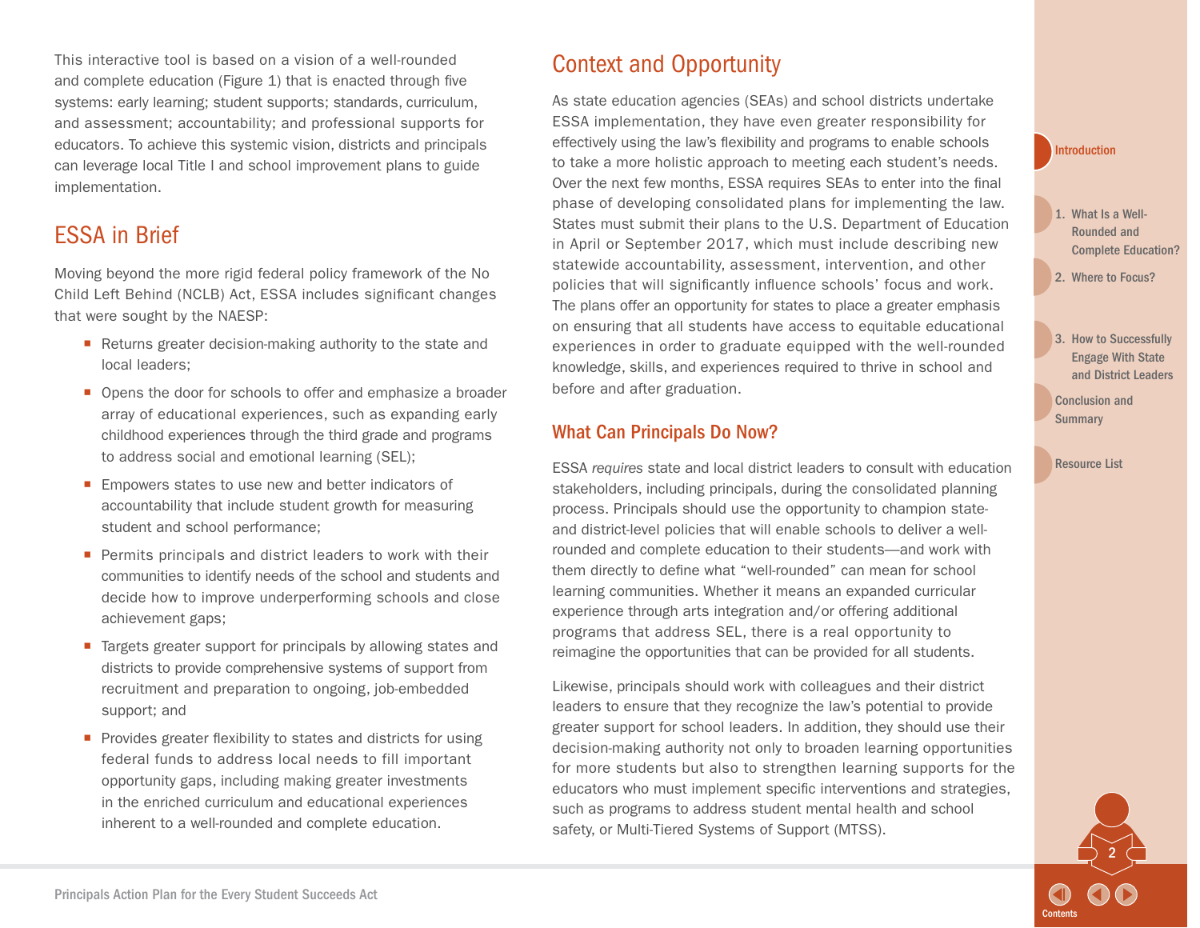This interactive tool is based on a vision of a well-rounded and complete education (Figure 1) that is enacted through five systems: early learning; student supports; standards, curriculum, and assessment; accountability; and professional supports for educators. To achieve this systemic vision, districts and principals can leverage local Title I and school improvement plans to guide implementation.

## ESSA in Brief

Moving beyond the more rigid federal policy framework of the No Child Left Behind (NCLB) Act, ESSA includes significant changes that were sought by the NAESP:

- Returns greater decision-making authority to the state and local leaders;
- Opens the door for schools to offer and emphasize a broader array of educational experiences, such as expanding early childhood experiences through the third grade and programs to address social and emotional learning (SEL);
- Empowers states to use new and better indicators of accountability that include student growth for measuring student and school performance;
- Permits principals and district leaders to work with their communities to identify needs of the school and students and decide how to improve underperforming schools and close achievement gaps;
- Targets greater support for principals by allowing states and districts to provide comprehensive systems of support from recruitment and preparation to ongoing, job-embedded support; and
- Provides greater flexibility to states and districts for using federal funds to address local needs to fill important opportunity gaps, including making greater investments in the enriched curriculum and educational experiences inherent to a well-rounded and complete education.

## Context and Opportunity

As state education agencies (SEAs) and school districts undertake ESSA implementation, they have even greater responsibility for effectively using the law's flexibility and programs to enable schools to take a more holistic approach to meeting each student's needs. Over the next few months, ESSA requires SEAs to enter into the final phase of developing consolidated plans for implementing the law. States must submit their plans to the U.S. Department of Education in April or September 2017, which must include describing new statewide accountability, assessment, intervention, and other policies that will significantly influence schools' focus and work. The plans offer an opportunity for states to place a greater emphasis on ensuring that all students have access to equitable educational experiences in order to graduate equipped with the well-rounded knowledge, skills, and experiences required to thrive in school and before and after graduation.

### What Can Principals Do Now?

ESSA *requires* state and local district leaders to consult with education stakeholders, including principals, during the consolidated planning process. Principals should use the opportunity to champion state- and district-level policies that will enable schools to deliver a well-rounded and complete education to their students—and work with them directly to define what "well-rounded" can mean for school learning communities. Whether it means an expanded curricular experience through arts integration and/or offering additional programs that address SEL, there is a real opportunity to reimagine the opportunities that can be provided for all students.

Likewise, principals should work with colleagues and their district leaders to ensure that they recognize the law's potential to provide greater support for school leaders. In addition, they should use their decision-making authority not only to broaden learning opportunities for more students but also to strengthen learning supports for the educators who must implement specific interventions and strategies, such as programs to address student mental health and school safety, or Multi-Tiered Systems of Support (MTSS).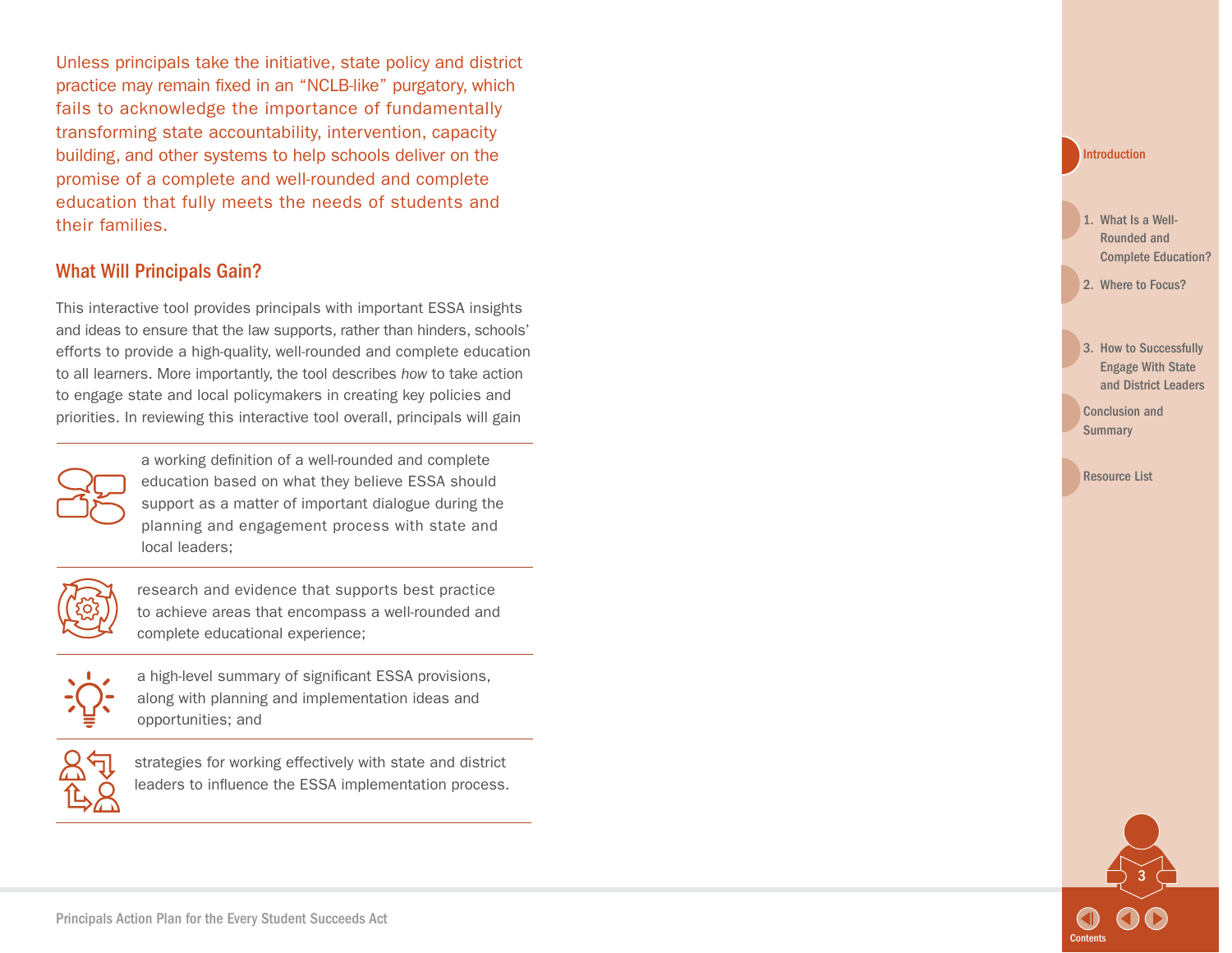Unless principals take the initiative, state policy and district practice may remain fixed in an "NCLB-like" purgatory, which fails to acknowledge the importance of fundamentally transforming state accountability, intervention, capacity building, and other systems to help schools deliver on the promise of a complete and well-rounded and complete education that fully meets the needs of students and their families.

## What Will Principals Gain?

This interactive tool provides principals with important ESSA insights and ideas to ensure that the law supports, rather than hinders, schools' efforts to provide a high-quality, well-rounded and complete education to all learners. More importantly, the tool describes *how* to take action to engage state and local policymakers in creating key policies and priorities. In reviewing this interactive tool overall, principals will gain

- a working definition of a well-rounded and complete education based on what they believe ESSA should support as a matter of important dialogue during the planning and engagement process with state and local leaders;
- research and evidence that supports best practice to achieve areas that encompass a well-rounded and complete educational experience;
- a high-level summary of significant ESSA provisions, along with planning and implementation ideas and opportunities; and
- strategies for working effectively with state and district leaders to influence the ESSA implementation process.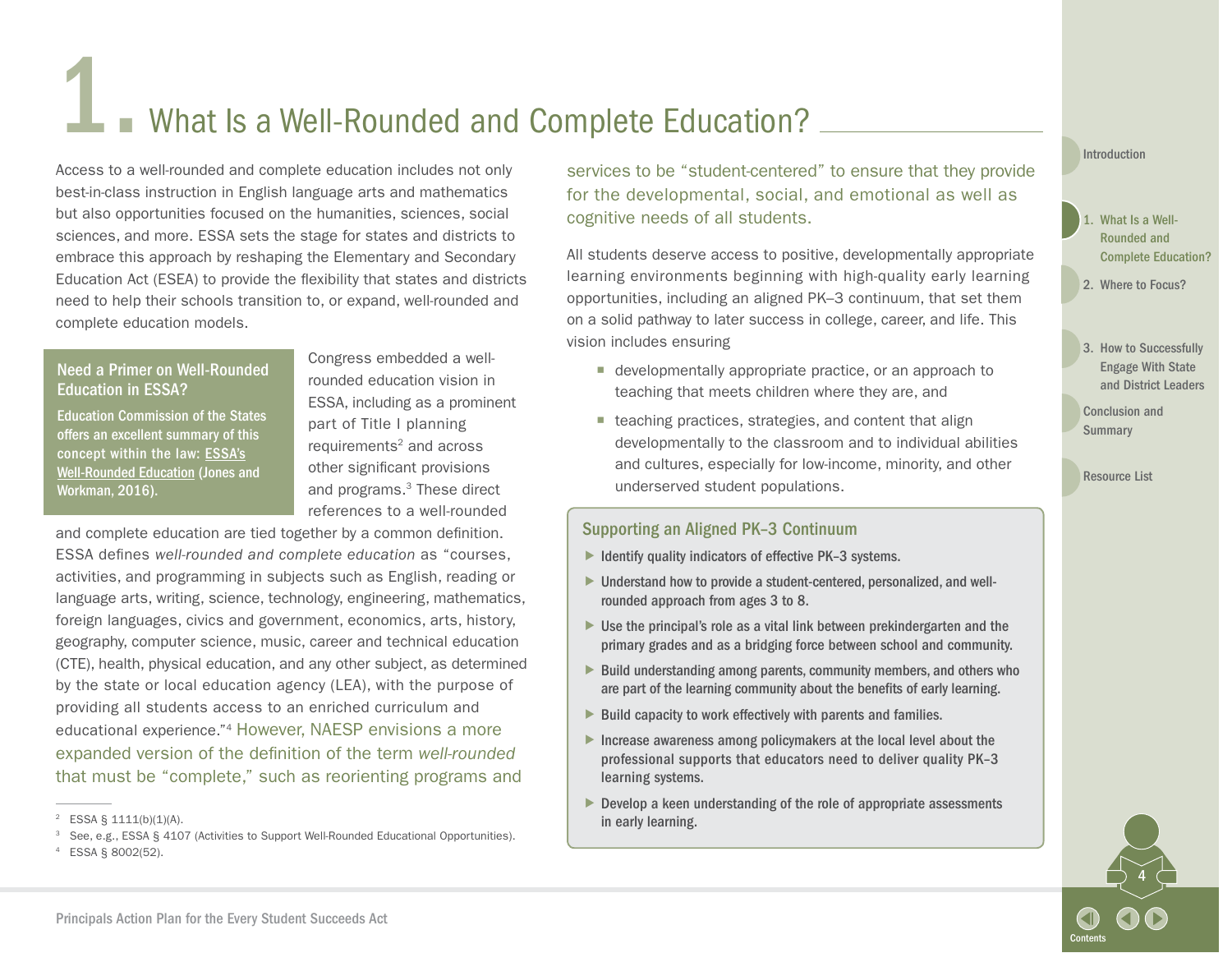# 1. What Is a Well-Rounded and Complete Education?

Access to a well-rounded and complete education includes not only best-in-class instruction in English language arts and mathematics but also opportunities focused on the humanities, sciences, social sciences, and more. ESSA sets the stage for states and districts to embrace this approach by reshaping the Elementary and Secondary Education Act (ESEA) to provide the flexibility that states and districts need to help their schools transition to, or expand, well-rounded and complete education models.

> **Need a Primer on Well-Rounded Education in ESSA?**
>
> **Education Commission of the States offers an excellent summary of this concept within the law: ESSA's Well-Rounded Education (Jones and Workman, 2016).**

Congress embedded a well-rounded education vision in ESSA, including as a prominent part of Title I planning requirements[2] and across other significant provisions and programs.[3] These direct references to a well-rounded and complete education are tied together by a common definition. ESSA defines *well-rounded and complete education* as "courses, activities, and programming in subjects such as English, reading or language arts, writing, science, technology, engineering, mathematics, foreign languages, civics and government, economics, arts, history, geography, computer science, music, career and technical education (CTE), health, physical education, and any other subject, as determined by the state or local education agency (LEA), with the purpose of providing all students access to an enriched curriculum and educational experience."[4] However, NAESP envisions a more expanded version of the definition of the term *well-rounded* that must be "complete," such as reorienting programs and services to be "student-centered" to ensure that they provide for the developmental, social, and emotional as well as cognitive needs of all students.

All students deserve access to positive, developmentally appropriate learning environments beginning with high-quality early learning opportunities, including an aligned PK–3 continuum, that set them on a solid pathway to later success in college, career, and life. This vision includes ensuring

- developmentally appropriate practice, or an approach to teaching that meets children where they are, and
- teaching practices, strategies, and content that align developmentally to the classroom and to individual abilities and cultures, especially for low-income, minority, and other underserved student populations.

> **Supporting an Aligned PK–3 Continuum**
>
> - Identify quality indicators of effective PK–3 systems.
> - Understand how to provide a student-centered, personalized, and well-rounded approach from ages 3 to 8.
> - Use the principal's role as a vital link between prekindergarten and the primary grades and as a bridging force between school and community.
> - Build understanding among parents, community members, and others who are part of the learning community about the benefits of early learning.
> - Build capacity to work effectively with parents and families.
> - Increase awareness among policymakers at the local level about the professional supports that educators need to deliver quality PK–3 learning systems.
> - Develop a keen understanding of the role of appropriate assessments in early learning.

---

[2] ESSA § 1111(b)(1)(A).

[3] See, e.g., ESSA § 4107 (Activities to Support Well-Rounded Educational Opportunities).

[4] ESSA § 8002(52).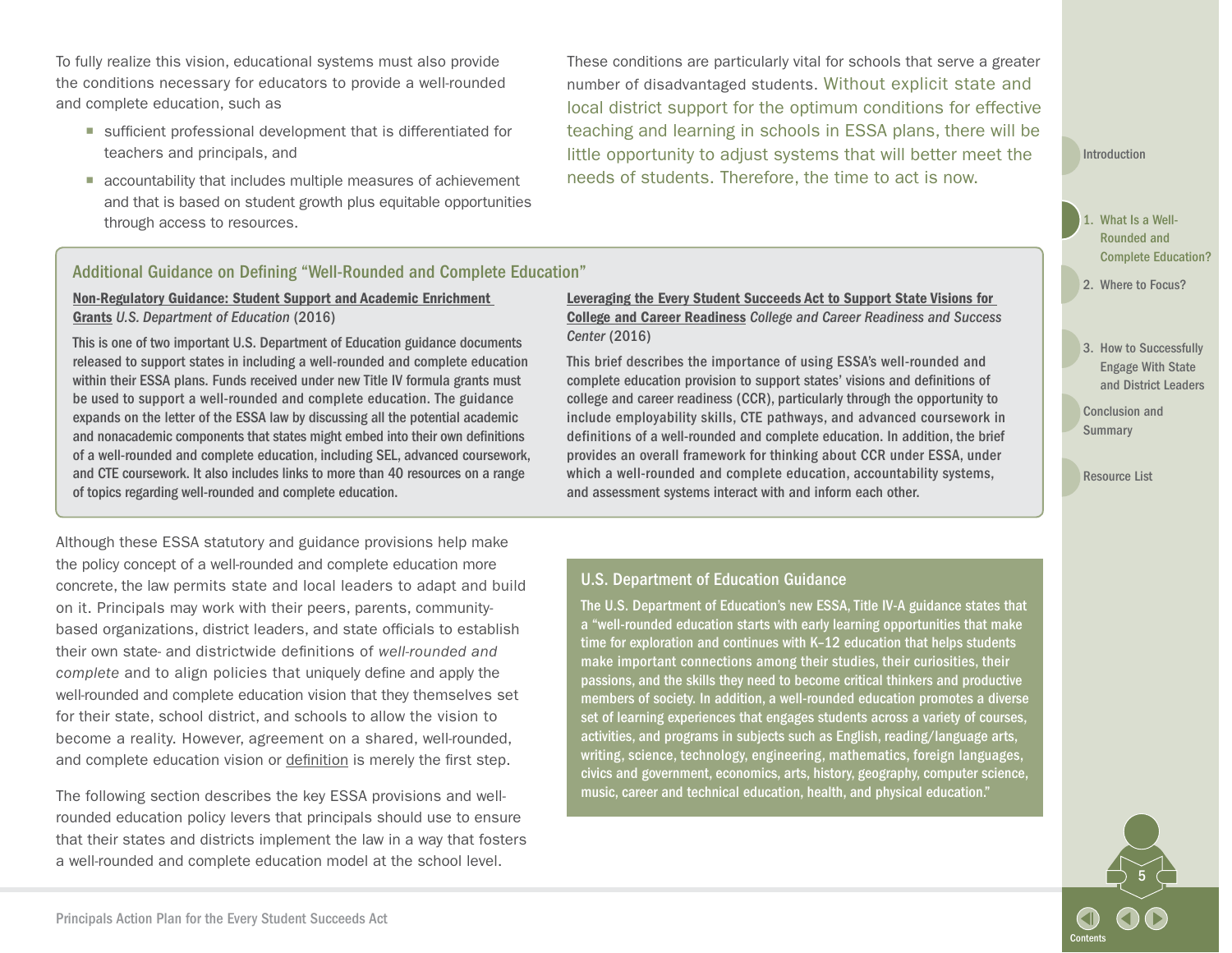To fully realize this vision, educational systems must also provide the conditions necessary for educators to provide a well-rounded and complete education, such as

- sufficient professional development that is differentiated for teachers and principals, and
- accountability that includes multiple measures of achievement and that is based on student growth plus equitable opportunities through access to resources.

These conditions are particularly vital for schools that serve a greater number of disadvantaged students. Without explicit state and local district support for the optimum conditions for effective teaching and learning in schools in ESSA plans, there will be little opportunity to adjust systems that will better meet the needs of students. Therefore, the time to act is now.

### Additional Guidance on Defining "Well-Rounded and Complete Education"

**Non-Regulatory Guidance: Student Support and Academic Enrichment Grants** *U.S. Department of Education* (2016)

This is one of two important U.S. Department of Education guidance documents released to support states in including a well-rounded and complete education within their ESSA plans. Funds received under new Title IV formula grants must be used to support a well-rounded and complete education. The guidance expands on the letter of the ESSA law by discussing all the potential academic and nonacademic components that states might embed into their own definitions of a well-rounded and complete education, including SEL, advanced coursework, and CTE coursework. It also includes links to more than 40 resources on a range of topics regarding well-rounded and complete education.

**Leveraging the Every Student Succeeds Act to Support State Visions for College and Career Readiness** *College and Career Readiness and Success Center* (2016)

This brief describes the importance of using ESSA's well-rounded and complete education provision to support states' visions and definitions of college and career readiness (CCR), particularly through the opportunity to include employability skills, CTE pathways, and advanced coursework in definitions of a well-rounded and complete education. In addition, the brief provides an overall framework for thinking about CCR under ESSA, under which a well-rounded and complete education, accountability systems, and assessment systems interact with and inform each other.

Although these ESSA statutory and guidance provisions help make the policy concept of a well-rounded and complete education more concrete, the law permits state and local leaders to adapt and build on it. Principals may work with their peers, parents, community-based organizations, district leaders, and state officials to establish their own state- and districtwide definitions of *well-rounded and complete* and to align policies that uniquely define and apply the well-rounded and complete education vision that they themselves set for their state, school district, and schools to allow the vision to become a reality. However, agreement on a shared, well-rounded, and complete education vision or definition is merely the first step.

The following section describes the key ESSA provisions and well-rounded education policy levers that principals should use to ensure that their states and districts implement the law in a way that fosters a well-rounded and complete education model at the school level.

### U.S. Department of Education Guidance

The U.S. Department of Education's new ESSA, Title IV-A guidance states that a "well-rounded education starts with early learning opportunities that make time for exploration and continues with K–12 education that helps students make important connections among their studies, their curiosities, their passions, and the skills they need to become critical thinkers and productive members of society. In addition, a well-rounded education promotes a diverse set of learning experiences that engages students across a variety of courses, activities, and programs in subjects such as English, reading/language arts, writing, science, technology, engineering, mathematics, foreign languages, civics and government, economics, arts, history, geography, computer science, music, career and technical education, health, and physical education."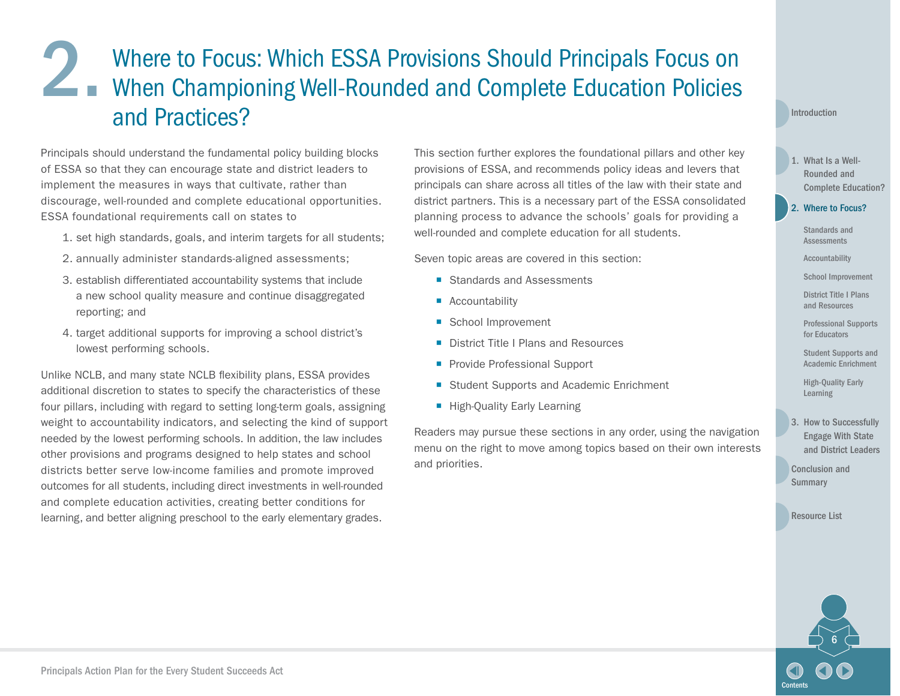# 2. Where to Focus: Which ESSA Provisions Should Principals Focus on When Championing Well-Rounded and Complete Education Policies and Practices?

Principals should understand the fundamental policy building blocks of ESSA so that they can encourage state and district leaders to implement the measures in ways that cultivate, rather than discourage, well-rounded and complete educational opportunities. ESSA foundational requirements call on states to

1. set high standards, goals, and interim targets for all students;
2. annually administer standards-aligned assessments;
3. establish differentiated accountability systems that include a new school quality measure and continue disaggregated reporting; and
4. target additional supports for improving a school district's lowest performing schools.

Unlike NCLB, and many state NCLB flexibility plans, ESSA provides additional discretion to states to specify the characteristics of these four pillars, including with regard to setting long-term goals, assigning weight to accountability indicators, and selecting the kind of support needed by the lowest performing schools. In addition, the law includes other provisions and programs designed to help states and school districts better serve low-income families and promote improved outcomes for all students, including direct investments in well-rounded and complete education activities, creating better conditions for learning, and better aligning preschool to the early elementary grades.

This section further explores the foundational pillars and other key provisions of ESSA, and recommends policy ideas and levers that principals can share across all titles of the law with their state and district partners. This is a necessary part of the ESSA consolidated planning process to advance the schools' goals for providing a well-rounded and complete education for all students.

Seven topic areas are covered in this section:

- Standards and Assessments
- Accountability
- School Improvement
- District Title I Plans and Resources
- Provide Professional Support
- Student Supports and Academic Enrichment
- High-Quality Early Learning

Readers may pursue these sections in any order, using the navigation menu on the right to move among topics based on their own interests and priorities.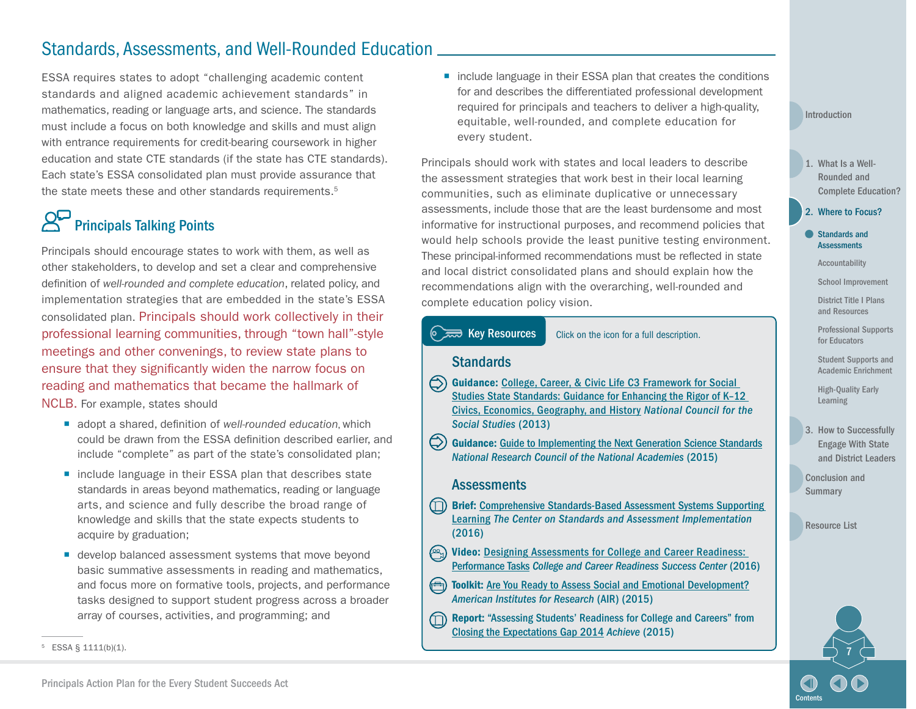# Standards, Assessments, and Well-Rounded Education

ESSA requires states to adopt "challenging academic content standards and aligned academic achievement standards" in mathematics, reading or language arts, and science. The standards must include a focus on both knowledge and skills and must align with entrance requirements for credit-bearing coursework in higher education and state CTE standards (if the state has CTE standards). Each state's ESSA consolidated plan must provide assurance that the state meets these and other standards requirements.[5]

## Principals Talking Points

Principals should encourage states to work with them, as well as other stakeholders, to develop and set a clear and comprehensive definition of *well-rounded and complete education*, related policy, and implementation strategies that are embedded in the state's ESSA consolidated plan. Principals should work collectively in their professional learning communities, through "town hall"-style meetings and other convenings, to review state plans to ensure that they significantly widen the narrow focus on reading and mathematics that became the hallmark of NCLB. For example, states should

- adopt a shared, definition of *well-rounded education*, which could be drawn from the ESSA definition described earlier, and include "complete" as part of the state's consolidated plan;
- include language in their ESSA plan that describes state standards in areas beyond mathematics, reading or language arts, and science and fully describe the broad range of knowledge and skills that the state expects students to acquire by graduation;
- develop balanced assessment systems that move beyond basic summative assessments in reading and mathematics, and focus more on formative tools, projects, and performance tasks designed to support student progress across a broader array of courses, activities, and programming; and
- include language in their ESSA plan that creates the conditions for and describes the differentiated professional development required for principals and teachers to deliver a high-quality, equitable, well-rounded, and complete education for every student.

Principals should work with states and local leaders to describe the assessment strategies that work best in their local learning communities, such as eliminate duplicative or unnecessary assessments, include those that are the least burdensome and most informative for instructional purposes, and recommend policies that would help schools provide the least punitive testing environment. These principal-informed recommendations must be reflected in state and local district consolidated plans and should explain how the recommendations align with the overarching, well-rounded and complete education policy vision.

**Key Resources** Click on the icon for a full description.

### Standards

- **Guidance:** College, Career, & Civic Life C3 Framework for Social Studies State Standards: Guidance for Enhancing the Rigor of K–12 Civics, Economics, Geography, and History *National Council for the Social Studies* (2013)
- **Guidance:** Guide to Implementing the Next Generation Science Standards *National Research Council of the National Academies* (2015)

### Assessments

- **Brief:** Comprehensive Standards-Based Assessment Systems Supporting Learning *The Center on Standards and Assessment Implementation* (2016)
- **Video:** Designing Assessments for College and Career Readiness: Performance Tasks *College and Career Readiness Success Center* (2016)
- **Toolkit:** Are You Ready to Assess Social and Emotional Development? *American Institutes for Research* (AIR) (2015)
- **Report:** "Assessing Students' Readiness for College and Careers" from Closing the Expectations Gap 2014 *Achieve* (2015)

---

[5] ESSA § 1111(b)(1).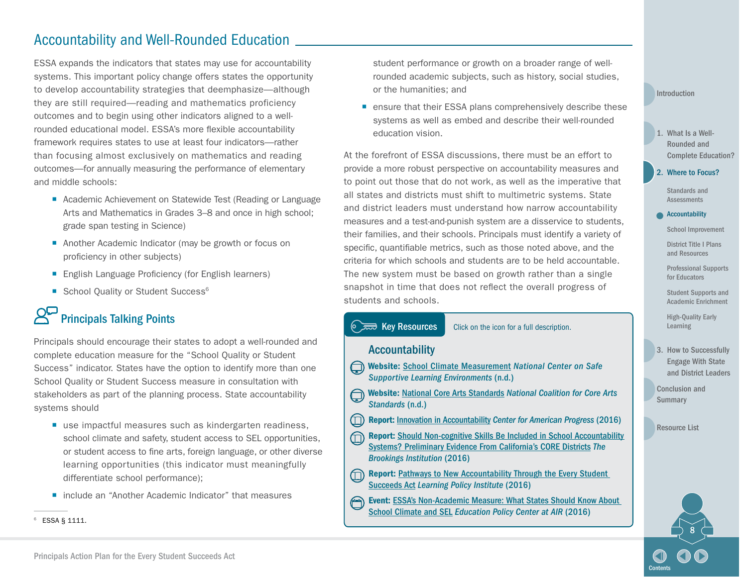## Accountability and Well-Rounded Education

ESSA expands the indicators that states may use for accountability systems. This important policy change offers states the opportunity to develop accountability strategies that deemphasize—although they are still required—reading and mathematics proficiency outcomes and to begin using other indicators aligned to a well-rounded educational model. ESSA's more flexible accountability framework requires states to use at least four indicators—rather than focusing almost exclusively on mathematics and reading outcomes—for annually measuring the performance of elementary and middle schools:

- Academic Achievement on Statewide Test (Reading or Language Arts and Mathematics in Grades 3–8 and once in high school; grade span testing in Science)
- Another Academic Indicator (may be growth or focus on proficiency in other subjects)
- English Language Proficiency (for English learners)
- School Quality or Student Success[6]

### Principals Talking Points

Principals should encourage their states to adopt a well-rounded and complete education measure for the "School Quality or Student Success" indicator. States have the option to identify more than one School Quality or Student Success measure in consultation with stakeholders as part of the planning process. State accountability systems should

- use impactful measures such as kindergarten readiness, school climate and safety, student access to SEL opportunities, or student access to fine arts, foreign language, or other diverse learning opportunities (this indicator must meaningfully differentiate school performance);
- include an "Another Academic Indicator" that measures student performance or growth on a broader range of well-rounded academic subjects, such as history, social studies, or the humanities; and
- ensure that their ESSA plans comprehensively describe these systems as well as embed and describe their well-rounded education vision.

At the forefront of ESSA discussions, there must be an effort to provide a more robust perspective on accountability measures and to point out those that do not work, as well as the imperative that all states and districts must shift to multimetric systems. State and district leaders must understand how narrow accountability measures and a test-and-punish system are a disservice to students, their families, and their schools. Principals must identify a variety of specific, quantifiable metrics, such as those noted above, and the criteria for which schools and students are to be held accountable. The new system must be based on growth rather than a single snapshot in time that does not reflect the overall progress of students and schools.

**Key Resources** Click on the icon for a full description.

**Accountability**

- **Website:** School Climate Measurement *National Center on Safe Supportive Learning Environments* (n.d.)
- **Website:** National Core Arts Standards *National Coalition for Core Arts Standards* (n.d.)
- **Report:** Innovation in Accountability *Center for American Progress* (2016)
- **Report:** Should Non-cognitive Skills Be Included in School Accountability Systems? Preliminary Evidence From California's CORE Districts *The Brookings Institution* (2016)
- **Report:** Pathways to New Accountability Through the Every Student Succeeds Act *Learning Policy Institute* (2016)
- **Event:** ESSA's Non-Academic Measure: What States Should Know About School Climate and SEL *Education Policy Center at AIR* (2016)

[6] ESSA § 1111.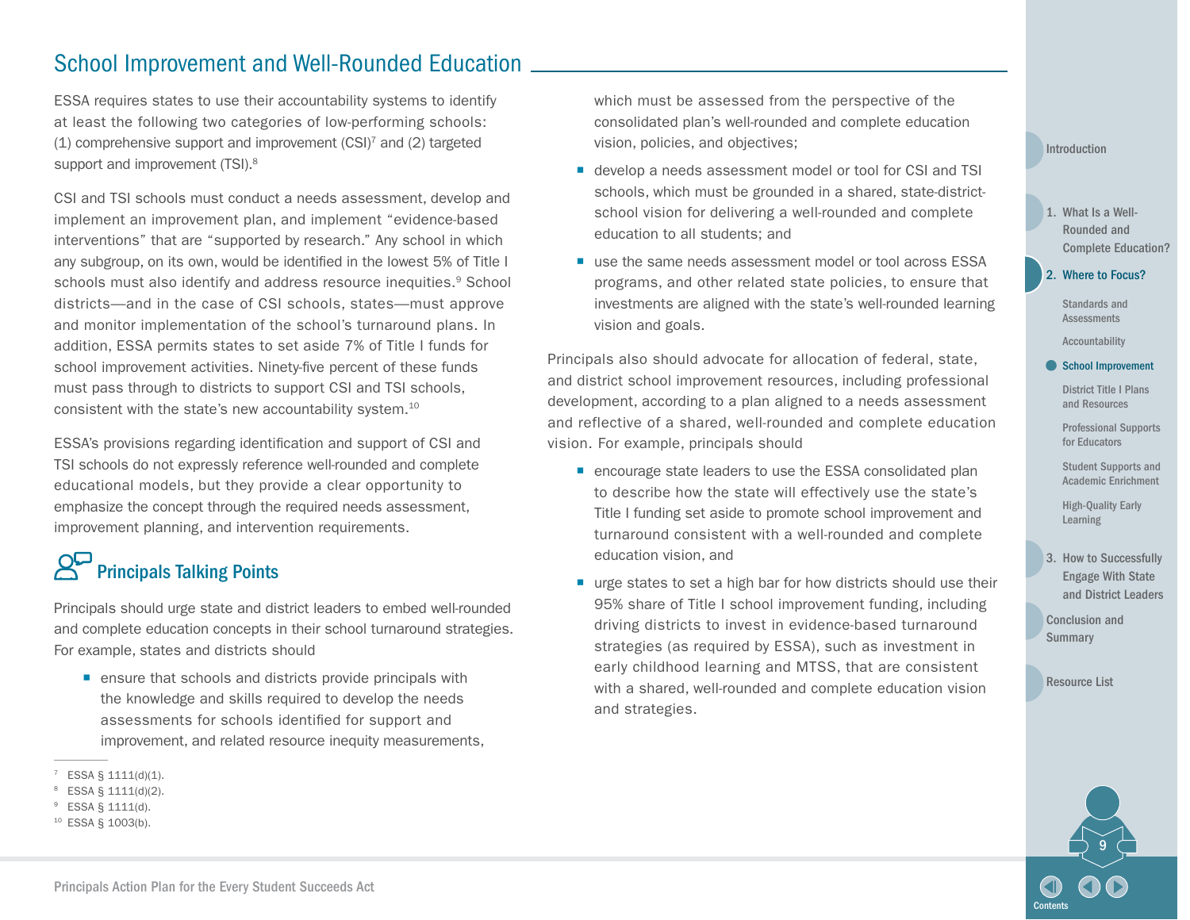## School Improvement and Well-Rounded Education

ESSA requires states to use their accountability systems to identify at least the following two categories of low-performing schools: (1) comprehensive support and improvement (CSI)[7] and (2) targeted support and improvement (TSI).[8]

CSI and TSI schools must conduct a needs assessment, develop and implement an improvement plan, and implement "evidence-based interventions" that are "supported by research." Any school in which any subgroup, on its own, would be identified in the lowest 5% of Title I schools must also identify and address resource inequities.[9] School districts—and in the case of CSI schools, states—must approve and monitor implementation of the school's turnaround plans. In addition, ESSA permits states to set aside 7% of Title I funds for school improvement activities. Ninety-five percent of these funds must pass through to districts to support CSI and TSI schools, consistent with the state's new accountability system.[10]

ESSA's provisions regarding identification and support of CSI and TSI schools do not expressly reference well-rounded and complete educational models, but they provide a clear opportunity to emphasize the concept through the required needs assessment, improvement planning, and intervention requirements.

### Principals Talking Points

Principals should urge state and district leaders to embed well-rounded and complete education concepts in their school turnaround strategies. For example, states and districts should

- ensure that schools and districts provide principals with the knowledge and skills required to develop the needs assessments for schools identified for support and improvement, and related resource inequity measurements, which must be assessed from the perspective of the consolidated plan's well-rounded and complete education vision, policies, and objectives;
- develop a needs assessment model or tool for CSI and TSI schools, which must be grounded in a shared, state-district-school vision for delivering a well-rounded and complete education to all students; and
- use the same needs assessment model or tool across ESSA programs, and other related state policies, to ensure that investments are aligned with the state's well-rounded learning vision and goals.

Principals also should advocate for allocation of federal, state, and district school improvement resources, including professional development, according to a plan aligned to a needs assessment and reflective of a shared, well-rounded and complete education vision. For example, principals should

- encourage state leaders to use the ESSA consolidated plan to describe how the state will effectively use the state's Title I funding set aside to promote school improvement and turnaround consistent with a well-rounded and complete education vision, and
- urge states to set a high bar for how districts should use their 95% share of Title I school improvement funding, including driving districts to invest in evidence-based turnaround strategies (as required by ESSA), such as investment in early childhood learning and MTSS, that are consistent with a shared, well-rounded and complete education vision and strategies.

---

[7] ESSA § 1111(d)(1).
[8] ESSA § 1111(d)(2).
[9] ESSA § 1111(d).
[10] ESSA § 1003(b).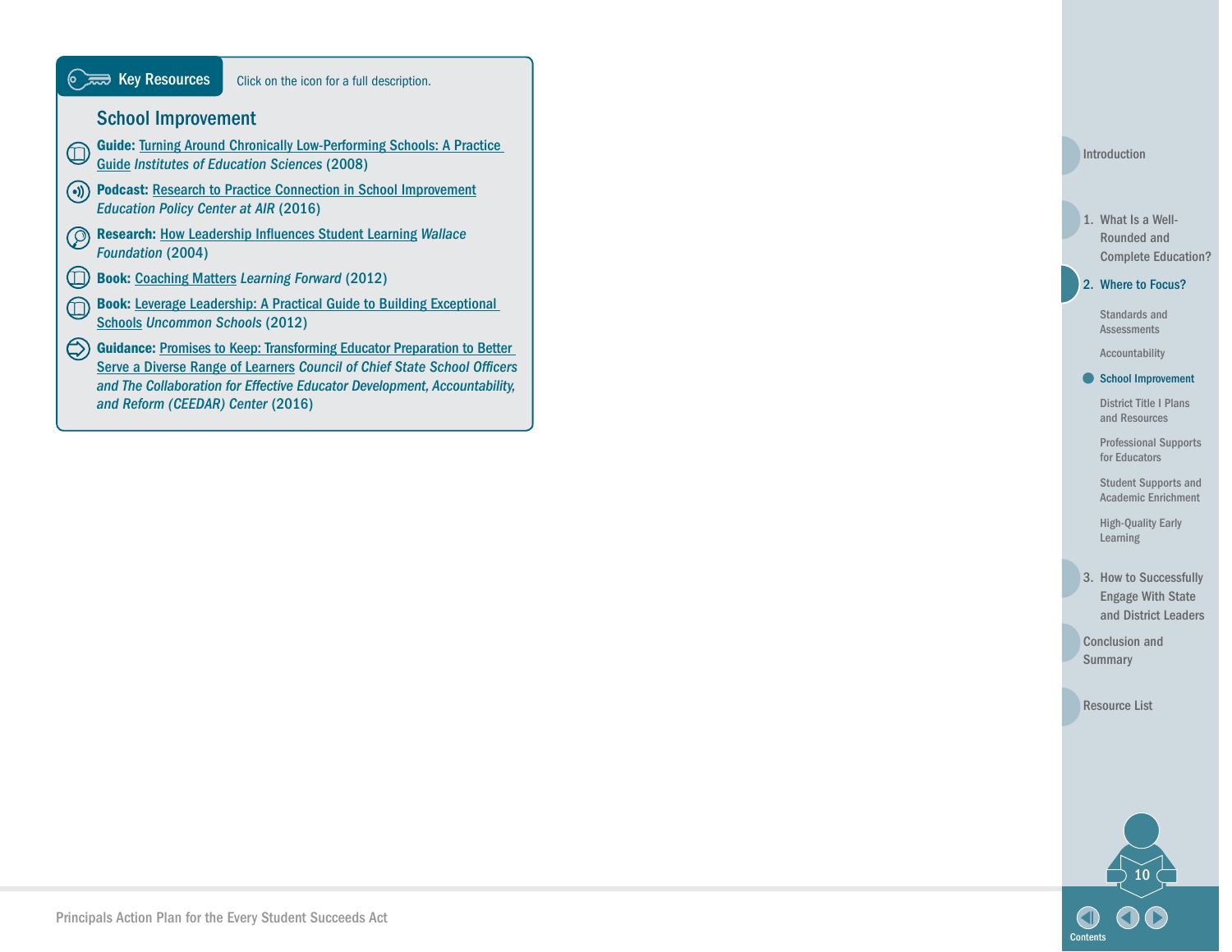Key Resources

Click on the icon for a full description.

## School Improvement

- **Guide:** Turning Around Chronically Low-Performing Schools: A Practice Guide *Institutes of Education Sciences* (2008)
- **Podcast:** Research to Practice Connection in School Improvement *Education Policy Center at AIR* (2016)
- **Research:** How Leadership Influences Student Learning *Wallace Foundation* (2004)
- **Book:** Coaching Matters *Learning Forward* (2012)
- **Book:** Leverage Leadership: A Practical Guide to Building Exceptional Schools *Uncommon Schools* (2012)
- **Guidance:** Promises to Keep: Transforming Educator Preparation to Better Serve a Diverse Range of Learners *Council of Chief State School Officers and The Collaboration for Effective Educator Development, Accountability, and Reform (CEEDAR) Center* (2016)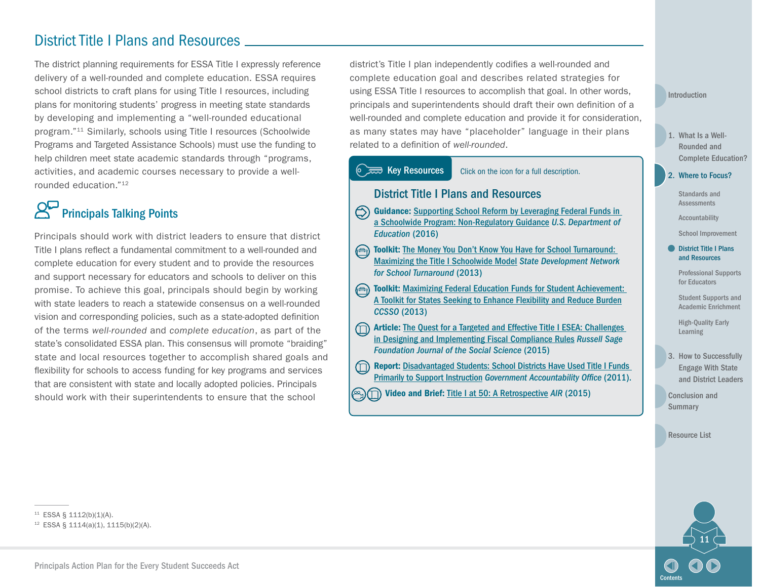## District Title I Plans and Resources

The district planning requirements for ESSA Title I expressly reference delivery of a well-rounded and complete education. ESSA requires school districts to craft plans for using Title I resources, including plans for monitoring students' progress in meeting state standards by developing and implementing a "well-rounded educational program."[11] Similarly, schools using Title I resources (Schoolwide Programs and Targeted Assistance Schools) must use the funding to help children meet state academic standards through "programs, activities, and academic courses necessary to provide a well-rounded education."[12]

### Principals Talking Points

Principals should work with district leaders to ensure that district Title I plans reflect a fundamental commitment to a well-rounded and complete education for every student and to provide the resources and support necessary for educators and schools to deliver on this promise. To achieve this goal, principals should begin by working with state leaders to reach a statewide consensus on a well-rounded vision and corresponding policies, such as a state-adopted definition of the terms *well-rounded* and *complete education*, as part of the state's consolidated ESSA plan. This consensus will promote "braiding" state and local resources together to accomplish shared goals and flexibility for schools to access funding for key programs and services that are consistent with state and locally adopted policies. Principals should work with their superintendents to ensure that the school district's Title I plan independently codifies a well-rounded and complete education goal and describes related strategies for using ESSA Title I resources to accomplish that goal. In other words, principals and superintendents should draft their own definition of a well-rounded and complete education and provide it for consideration, as many states may have "placeholder" language in their plans related to a definition of *well-rounded*.

**Key Resources** Click on the icon for a full description.

### District Title I Plans and Resources

- **Guidance:** Supporting School Reform by Leveraging Federal Funds in a Schoolwide Program: Non-Regulatory Guidance *U.S. Department of Education* (2016)
- **Toolkit:** The Money You Don't Know You Have for School Turnaround: Maximizing the Title I Schoolwide Model *State Development Network for School Turnaround* (2013)
- **Toolkit:** Maximizing Federal Education Funds for Student Achievement: A Toolkit for States Seeking to Enhance Flexibility and Reduce Burden *CCSSO* (2013)
- **Article:** The Quest for a Targeted and Effective Title I ESEA: Challenges in Designing and Implementing Fiscal Compliance Rules *Russell Sage Foundation Journal of the Social Science* (2015)
- **Report:** Disadvantaged Students: School Districts Have Used Title I Funds Primarily to Support Instruction *Government Accountability Office* (2011).
- **Video and Brief:** Title I at 50: A Retrospective *AIR* (2015)

---

[11] ESSA § 1112(b)(1)(A).

[12] ESSA § 1114(a)(1), 1115(b)(2)(A).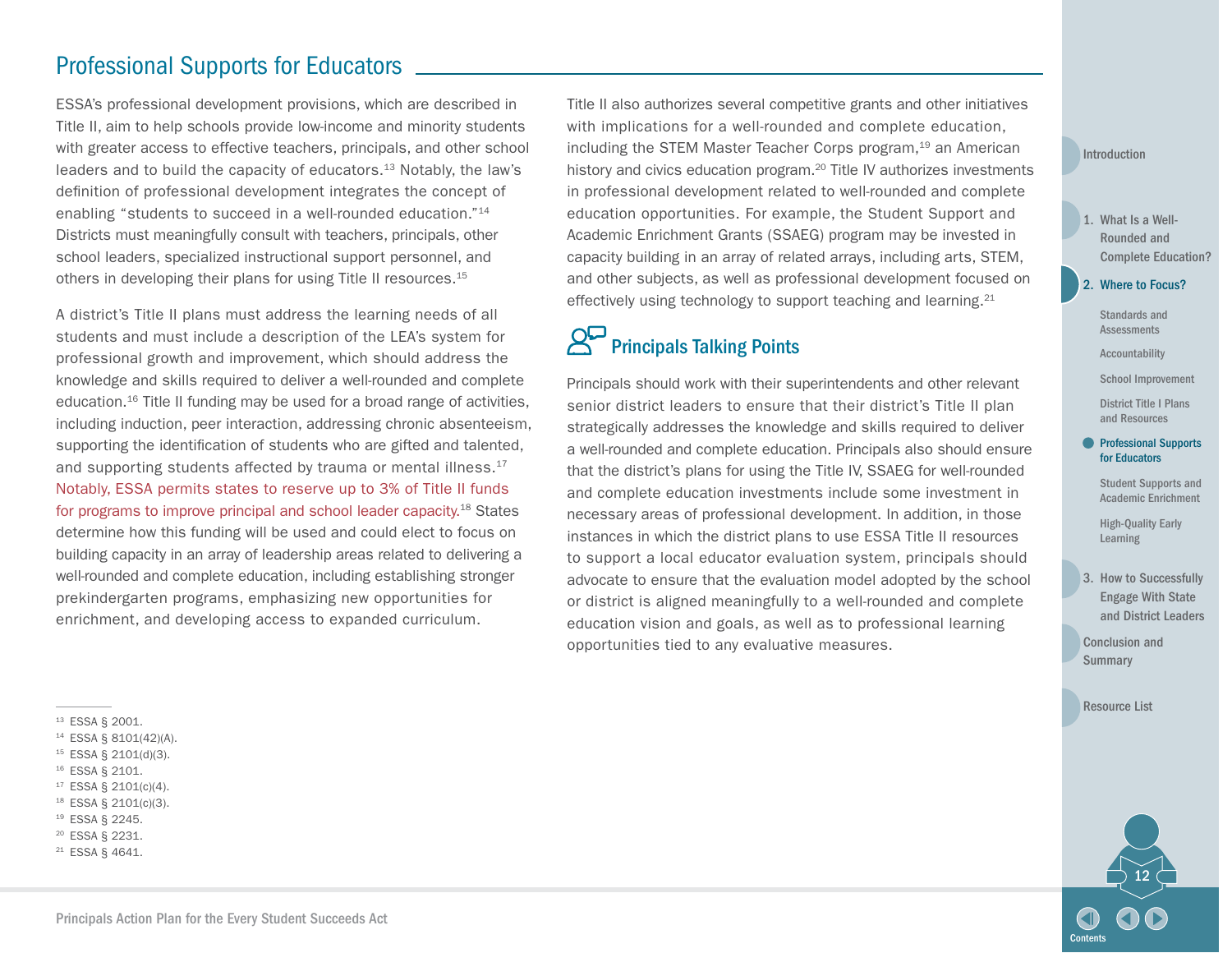## Professional Supports for Educators

ESSA's professional development provisions, which are described in Title II, aim to help schools provide low-income and minority students with greater access to effective teachers, principals, and other school leaders and to build the capacity of educators.[13] Notably, the law's definition of professional development integrates the concept of enabling "students to succeed in a well-rounded education."[14] Districts must meaningfully consult with teachers, principals, other school leaders, specialized instructional support personnel, and others in developing their plans for using Title II resources.[15]

A district's Title II plans must address the learning needs of all students and must include a description of the LEA's system for professional growth and improvement, which should address the knowledge and skills required to deliver a well-rounded and complete education.[16] Title II funding may be used for a broad range of activities, including induction, peer interaction, addressing chronic absenteeism, supporting the identification of students who are gifted and talented, and supporting students affected by trauma or mental illness.[17] Notably, ESSA permits states to reserve up to 3% of Title II funds for programs to improve principal and school leader capacity.[18] States determine how this funding will be used and could elect to focus on building capacity in an array of leadership areas related to delivering a well-rounded and complete education, including establishing stronger prekindergarten programs, emphasizing new opportunities for enrichment, and developing access to expanded curriculum.

Title II also authorizes several competitive grants and other initiatives with implications for a well-rounded and complete education, including the STEM Master Teacher Corps program,[19] an American history and civics education program.[20] Title IV authorizes investments in professional development related to well-rounded and complete education opportunities. For example, the Student Support and Academic Enrichment Grants (SSAEG) program may be invested in capacity building in an array of related arrays, including arts, STEM, and other subjects, as well as professional development focused on effectively using technology to support teaching and learning.[21]

### Principals Talking Points

Principals should work with their superintendents and other relevant senior district leaders to ensure that their district's Title II plan strategically addresses the knowledge and skills required to deliver a well-rounded and complete education. Principals also should ensure that the district's plans for using the Title IV, SSAEG for well-rounded and complete education investments include some investment in necessary areas of professional development. In addition, in those instances in which the district plans to use ESSA Title II resources to support a local educator evaluation system, principals should advocate to ensure that the evaluation model adopted by the school or district is aligned meaningfully to a well-rounded and complete education vision and goals, as well as to professional learning opportunities tied to any evaluative measures.

---

[13] ESSA § 2001.
[14] ESSA § 8101(42)(A).
[15] ESSA § 2101(d)(3).
[16] ESSA § 2101.
[17] ESSA § 2101(c)(4).
[18] ESSA § 2101(c)(3).
[19] ESSA § 2245.
[20] ESSA § 2231.
[21] ESSA § 4641.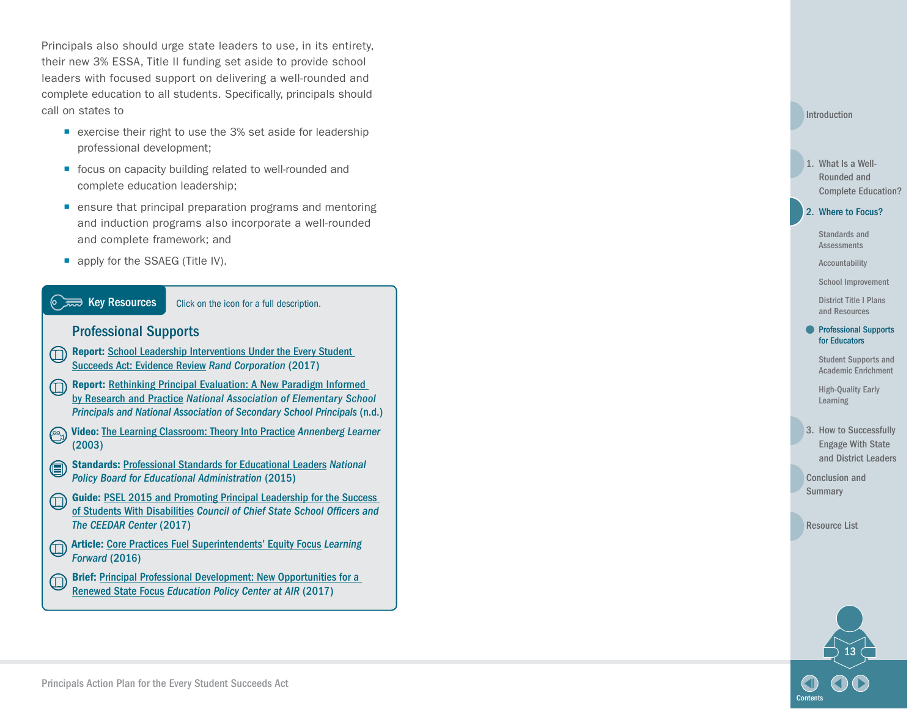Principals also should urge state leaders to use, in its entirety, their new 3% ESSA, Title II funding set aside to provide school leaders with focused support on delivering a well-rounded and complete education to all students. Specifically, principals should call on states to

- exercise their right to use the 3% set aside for leadership professional development;
- focus on capacity building related to well-rounded and complete education leadership;
- ensure that principal preparation programs and mentoring and induction programs also incorporate a well-rounded and complete framework; and
- apply for the SSAEG (Title IV).

**Key Resources** Click on the icon for a full description.

### Professional Supports

- **Report:** School Leadership Interventions Under the Every Student Succeeds Act: Evidence Review *Rand Corporation* (2017)
- **Report:** Rethinking Principal Evaluation: A New Paradigm Informed by Research and Practice *National Association of Elementary School Principals and National Association of Secondary School Principals* (n.d.)
- **Video:** The Learning Classroom: Theory Into Practice *Annenberg Learner* (2003)
- **Standards:** Professional Standards for Educational Leaders *National Policy Board for Educational Administration* (2015)
- **Guide:** PSEL 2015 and Promoting Principal Leadership for the Success of Students With Disabilities *Council of Chief State School Officers and The CEEDAR Center* (2017)
- **Article:** Core Practices Fuel Superintendents' Equity Focus *Learning Forward* (2016)
- **Brief:** Principal Professional Development: New Opportunities for a Renewed State Focus *Education Policy Center at AIR* (2017)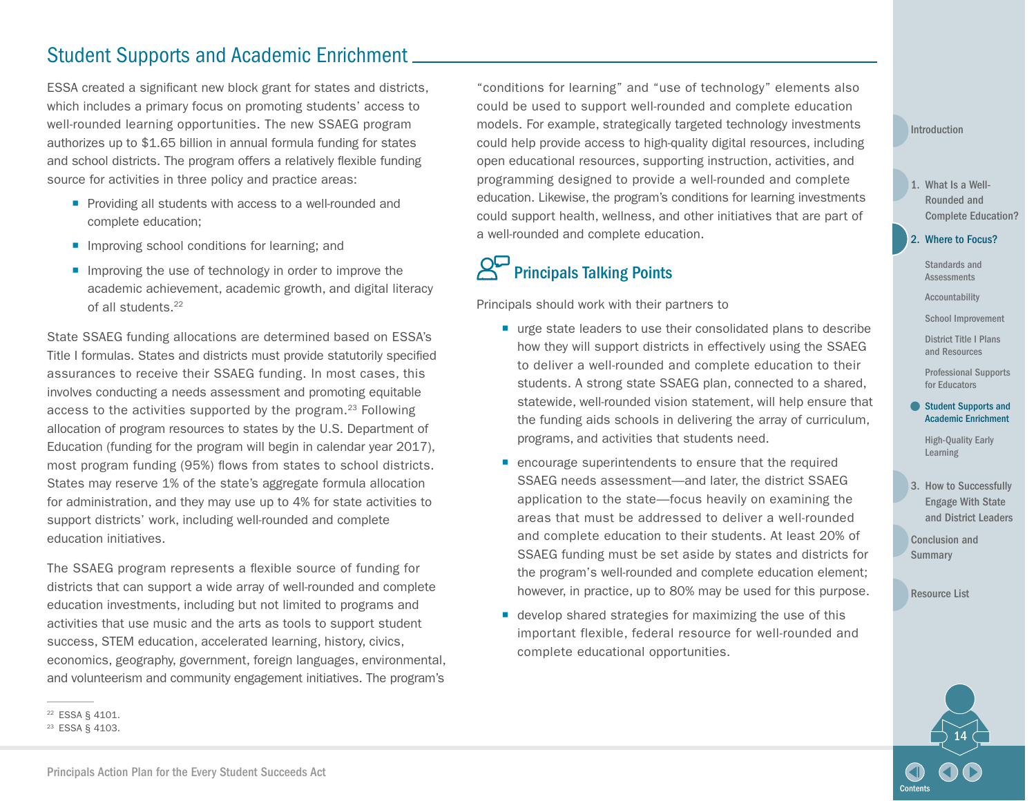## Student Supports and Academic Enrichment

ESSA created a significant new block grant for states and districts, which includes a primary focus on promoting students' access to well-rounded learning opportunities. The new SSAEG program authorizes up to $1.65 billion in annual formula funding for states and school districts. The program offers a relatively flexible funding source for activities in three policy and practice areas:

- Providing all students with access to a well-rounded and complete education;
- Improving school conditions for learning; and
- Improving the use of technology in order to improve the academic achievement, academic growth, and digital literacy of all students.[22]

State SSAEG funding allocations are determined based on ESSA's Title I formulas. States and districts must provide statutorily specified assurances to receive their SSAEG funding. In most cases, this involves conducting a needs assessment and promoting equitable access to the activities supported by the program.[23] Following allocation of program resources to states by the U.S. Department of Education (funding for the program will begin in calendar year 2017), most program funding (95%) flows from states to school districts. States may reserve 1% of the state's aggregate formula allocation for administration, and they may use up to 4% for state activities to support districts' work, including well-rounded and complete education initiatives.

The SSAEG program represents a flexible source of funding for districts that can support a wide array of well-rounded and complete education investments, including but not limited to programs and activities that use music and the arts as tools to support student success, STEM education, accelerated learning, history, civics, economics, geography, government, foreign languages, environmental, and volunteerism and community engagement initiatives. The program's "conditions for learning" and "use of technology" elements also could be used to support well-rounded and complete education models. For example, strategically targeted technology investments could help provide access to high-quality digital resources, including open educational resources, supporting instruction, activities, and programming designed to provide a well-rounded and complete education. Likewise, the program's conditions for learning investments could support health, wellness, and other initiatives that are part of a well-rounded and complete education.

### Principals Talking Points

Principals should work with their partners to

- urge state leaders to use their consolidated plans to describe how they will support districts in effectively using the SSAEG to deliver a well-rounded and complete education to their students. A strong state SSAEG plan, connected to a shared, statewide, well-rounded vision statement, will help ensure that the funding aids schools in delivering the array of curriculum, programs, and activities that students need.
- encourage superintendents to ensure that the required SSAEG needs assessment—and later, the district SSAEG application to the state—focus heavily on examining the areas that must be addressed to deliver a well-rounded and complete education to their students. At least 20% of SSAEG funding must be set aside by states and districts for the program's well-rounded and complete education element; however, in practice, up to 80% may be used for this purpose.
- develop shared strategies for maximizing the use of this important flexible, federal resource for well-rounded and complete educational opportunities.

---

[22] ESSA § 4101.

[23] ESSA § 4103.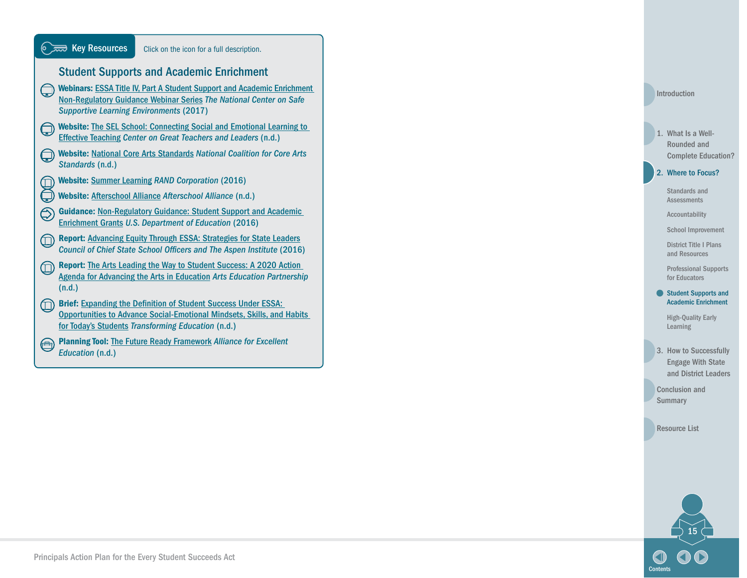**Key Resources** Click on the icon for a full description.

## Student Supports and Academic Enrichment

- **Webinars:** ESSA Title IV, Part A Student Support and Academic Enrichment Non-Regulatory Guidance Webinar Series *The National Center on Safe Supportive Learning Environments* (2017)
- **Website:** The SEL School: Connecting Social and Emotional Learning to Effective Teaching *Center on Great Teachers and Leaders* (n.d.)
- **Website:** National Core Arts Standards *National Coalition for Core Arts Standards* (n.d.)
- **Website:** Summer Learning *RAND Corporation* (2016)
- **Website:** Afterschool Alliance *Afterschool Alliance* (n.d.)
- **Guidance:** Non-Regulatory Guidance: Student Support and Academic Enrichment Grants *U.S. Department of Education* (2016)
- **Report:** Advancing Equity Through ESSA: Strategies for State Leaders *Council of Chief State School Officers and The Aspen Institute* (2016)
- **Report:** The Arts Leading the Way to Student Success: A 2020 Action Agenda for Advancing the Arts in Education *Arts Education Partnership* (n.d.)
- **Brief:** Expanding the Definition of Student Success Under ESSA: Opportunities to Advance Social-Emotional Mindsets, Skills, and Habits for Today's Students *Transforming Education* (n.d.)
- **Planning Tool:** The Future Ready Framework *Alliance for Excellent Education* (n.d.)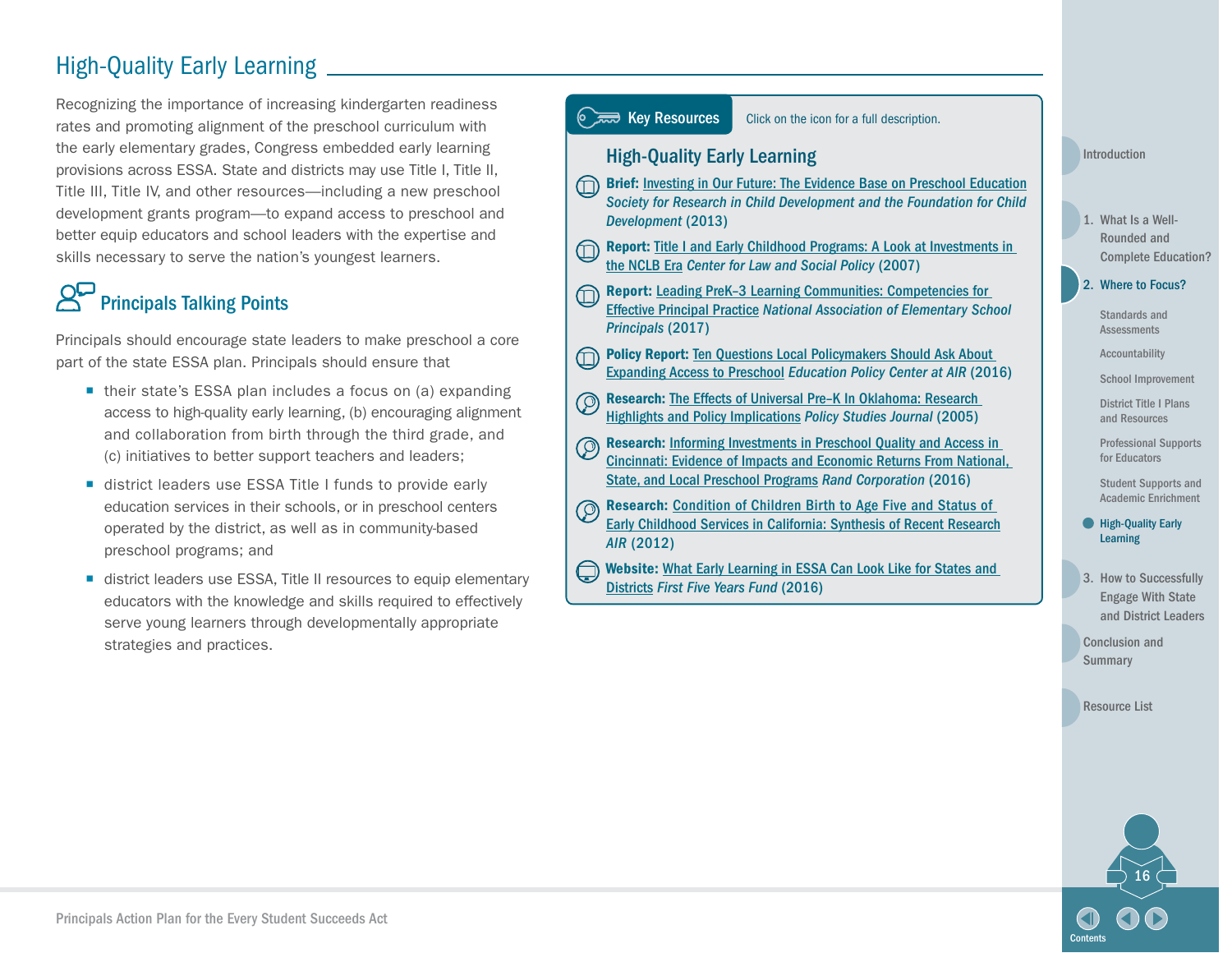## High-Quality Early Learning

Recognizing the importance of increasing kindergarten readiness rates and promoting alignment of the preschool curriculum with the early elementary grades, Congress embedded early learning provisions across ESSA. State and districts may use Title I, Title II, Title III, Title IV, and other resources—including a new preschool development grants program—to expand access to preschool and better equip educators and school leaders with the expertise and skills necessary to serve the nation's youngest learners.

### Principals Talking Points

Principals should encourage state leaders to make preschool a core part of the state ESSA plan. Principals should ensure that

- their state's ESSA plan includes a focus on (a) expanding access to high-quality early learning, (b) encouraging alignment and collaboration from birth through the third grade, and (c) initiatives to better support teachers and leaders;
- district leaders use ESSA Title I funds to provide early education services in their schools, or in preschool centers operated by the district, as well as in community-based preschool programs; and
- district leaders use ESSA, Title II resources to equip elementary educators with the knowledge and skills required to effectively serve young learners through developmentally appropriate strategies and practices.

**Key Resources** Click on the icon for a full description.

### High-Quality Early Learning

- **Brief:** Investing in Our Future: The Evidence Base on Preschool Education *Society for Research in Child Development and the Foundation for Child Development* (2013)
- **Report:** Title I and Early Childhood Programs: A Look at Investments in the NCLB Era *Center for Law and Social Policy* (2007)
- **Report:** Leading PreK–3 Learning Communities: Competencies for Effective Principal Practice *National Association of Elementary School Principals* (2017)
- **Policy Report:** Ten Questions Local Policymakers Should Ask About Expanding Access to Preschool *Education Policy Center at AIR* (2016)
- **Research:** The Effects of Universal Pre-K In Oklahoma: Research Highlights and Policy Implications *Policy Studies Journal* (2005)
- **Research:** Informing Investments in Preschool Quality and Access in Cincinnati: Evidence of Impacts and Economic Returns From National, State, and Local Preschool Programs *Rand Corporation* (2016)
- **Research:** Condition of Children Birth to Age Five and Status of Early Childhood Services in California: Synthesis of Recent Research *AIR* (2012)
- **Website:** What Early Learning in ESSA Can Look Like for States and Districts *First Five Years Fund* (2016)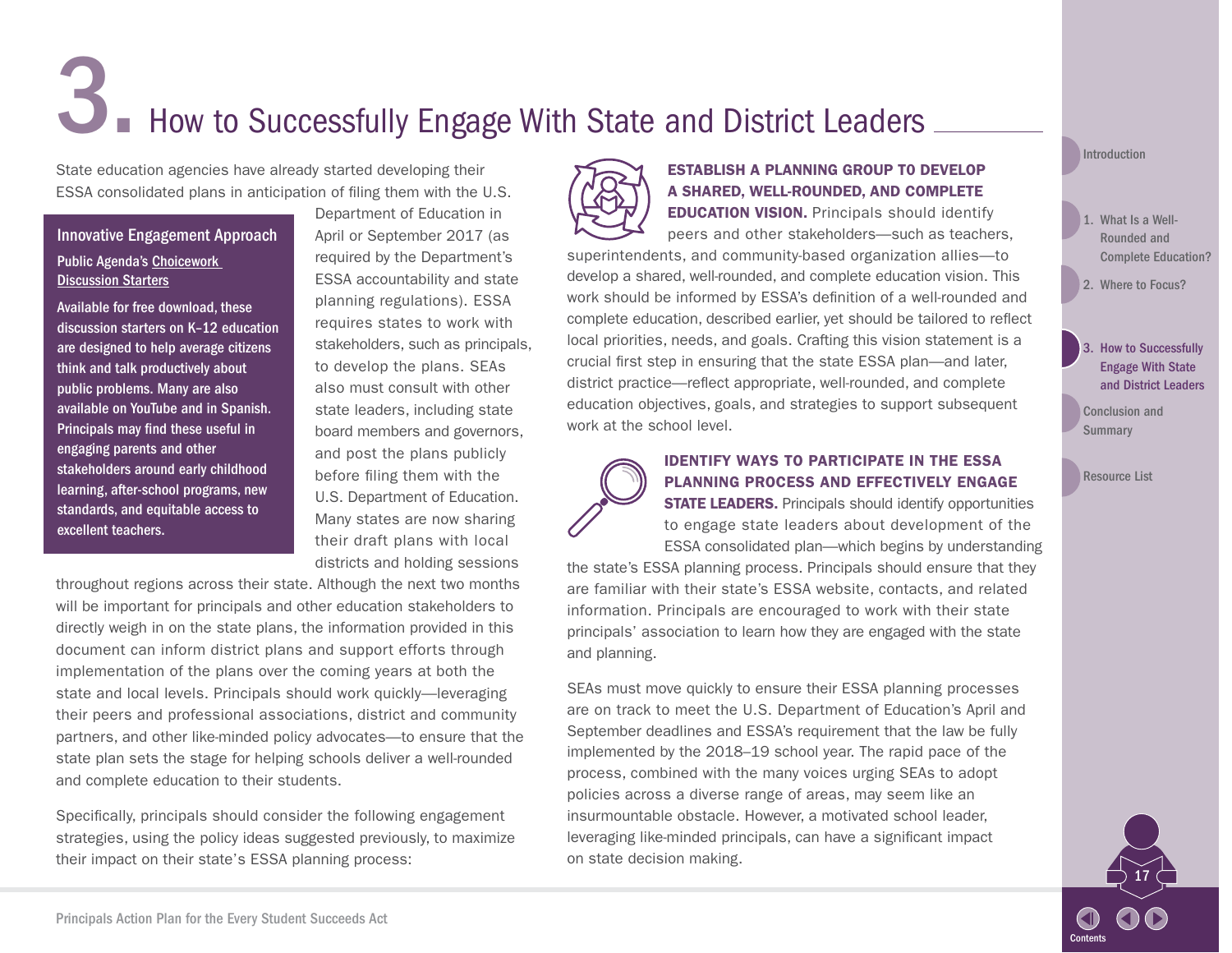# 3. How to Successfully Engage With State and District Leaders

State education agencies have already started developing their ESSA consolidated plans in anticipation of filing them with the U.S. Department of Education in April or September 2017 (as required by the Department's ESSA accountability and state planning regulations). ESSA requires states to work with stakeholders, such as principals, to develop the plans. SEAs also must consult with other state leaders, including state board members and governors, and post the plans publicly before filing them with the U.S. Department of Education. Many states are now sharing their draft plans with local districts and holding sessions throughout regions across their state. Although the next two months will be important for principals and other education stakeholders to directly weigh in on the state plans, the information provided in this document can inform district plans and support efforts through implementation of the plans over the coming years at both the state and local levels. Principals should work quickly—leveraging their peers and professional associations, district and community partners, and other like-minded policy advocates—to ensure that the state plan sets the stage for helping schools deliver a well-rounded and complete education to their students.

> **Innovative Engagement Approach**
>
> **Public Agenda's Choicework Discussion Starters**
>
> Available for free download, these discussion starters on K–12 education are designed to help average citizens think and talk productively about public problems. Many are also available on YouTube and in Spanish. Principals may find these useful in engaging parents and other stakeholders around early childhood learning, after-school programs, new standards, and equitable access to excellent teachers.

Specifically, principals should consider the following engagement strategies, using the policy ideas suggested previously, to maximize their impact on their state's ESSA planning process:

**ESTABLISH A PLANNING GROUP TO DEVELOP A SHARED, WELL-ROUNDED, AND COMPLETE EDUCATION VISION.** Principals should identify peers and other stakeholders—such as teachers, superintendents, and community-based organization allies—to develop a shared, well-rounded, and complete education vision. This work should be informed by ESSA's definition of a well-rounded and complete education, described earlier, yet should be tailored to reflect local priorities, needs, and goals. Crafting this vision statement is a crucial first step in ensuring that the state ESSA plan—and later, district practice—reflect appropriate, well-rounded, and complete education objectives, goals, and strategies to support subsequent work at the school level.

**IDENTIFY WAYS TO PARTICIPATE IN THE ESSA PLANNING PROCESS AND EFFECTIVELY ENGAGE STATE LEADERS.** Principals should identify opportunities to engage state leaders about development of the ESSA consolidated plan—which begins by understanding the state's ESSA planning process. Principals should ensure that they are familiar with their state's ESSA website, contacts, and related information. Principals are encouraged to work with their state principals' association to learn how they are engaged with the state and planning.

SEAs must move quickly to ensure their ESSA planning processes are on track to meet the U.S. Department of Education's April and September deadlines and ESSA's requirement that the law be fully implemented by the 2018–19 school year. The rapid pace of the process, combined with the many voices urging SEAs to adopt policies across a diverse range of areas, may seem like an insurmountable obstacle. However, a motivated school leader, leveraging like-minded principals, can have a significant impact on state decision making.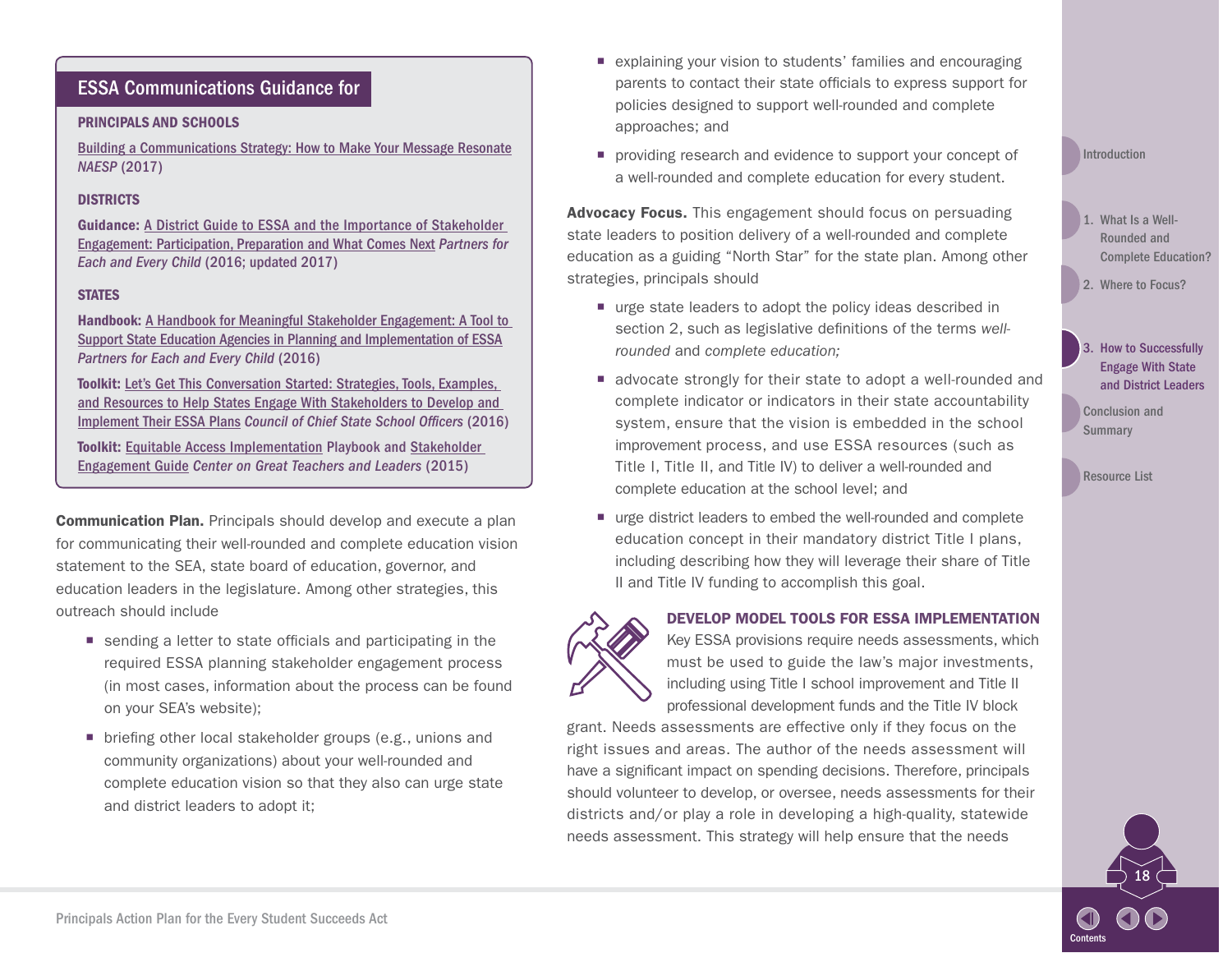## ESSA Communications Guidance for

### PRINCIPALS AND SCHOOLS

Building a Communications Strategy: How to Make Your Message Resonate *NAESP* (2017)

### DISTRICTS

**Guidance:** A District Guide to ESSA and the Importance of Stakeholder Engagement: Participation, Preparation and What Comes Next *Partners for Each and Every Child* (2016; updated 2017)

### STATES

**Handbook:** A Handbook for Meaningful Stakeholder Engagement: A Tool to Support State Education Agencies in Planning and Implementation of ESSA *Partners for Each and Every Child* (2016)

**Toolkit:** Let's Get This Conversation Started: Strategies, Tools, Examples, and Resources to Help States Engage With Stakeholders to Develop and Implement Their ESSA Plans *Council of Chief State School Officers* (2016)

**Toolkit:** Equitable Access Implementation Playbook and Stakeholder Engagement Guide *Center on Great Teachers and Leaders* (2015)

**Communication Plan.** Principals should develop and execute a plan for communicating their well-rounded and complete education vision statement to the SEA, state board of education, governor, and education leaders in the legislature. Among other strategies, this outreach should include

- sending a letter to state officials and participating in the required ESSA planning stakeholder engagement process (in most cases, information about the process can be found on your SEA's website);
- briefing other local stakeholder groups (e.g., unions and community organizations) about your well-rounded and complete education vision so that they also can urge state and district leaders to adopt it;
- explaining your vision to students' families and encouraging parents to contact their state officials to express support for policies designed to support well-rounded and complete approaches; and
- providing research and evidence to support your concept of a well-rounded and complete education for every student.

**Advocacy Focus.** This engagement should focus on persuading state leaders to position delivery of a well-rounded and complete education as a guiding "North Star" for the state plan. Among other strategies, principals should

- urge state leaders to adopt the policy ideas described in section 2, such as legislative definitions of the terms *well-rounded* and *complete education;*
- advocate strongly for their state to adopt a well-rounded and complete indicator or indicators in their state accountability system, ensure that the vision is embedded in the school improvement process, and use ESSA resources (such as Title I, Title II, and Title IV) to deliver a well-rounded and complete education at the school level; and
- urge district leaders to embed the well-rounded and complete education concept in their mandatory district Title I plans, including describing how they will leverage their share of Title II and Title IV funding to accomplish this goal.

### DEVELOP MODEL TOOLS FOR ESSA IMPLEMENTATION

Key ESSA provisions require needs assessments, which must be used to guide the law's major investments, including using Title I school improvement and Title II professional development funds and the Title IV block grant. Needs assessments are effective only if they focus on the right issues and areas. The author of the needs assessment will have a significant impact on spending decisions. Therefore, principals should volunteer to develop, or oversee, needs assessments for their districts and/or play a role in developing a high-quality, statewide needs assessment. This strategy will help ensure that the needs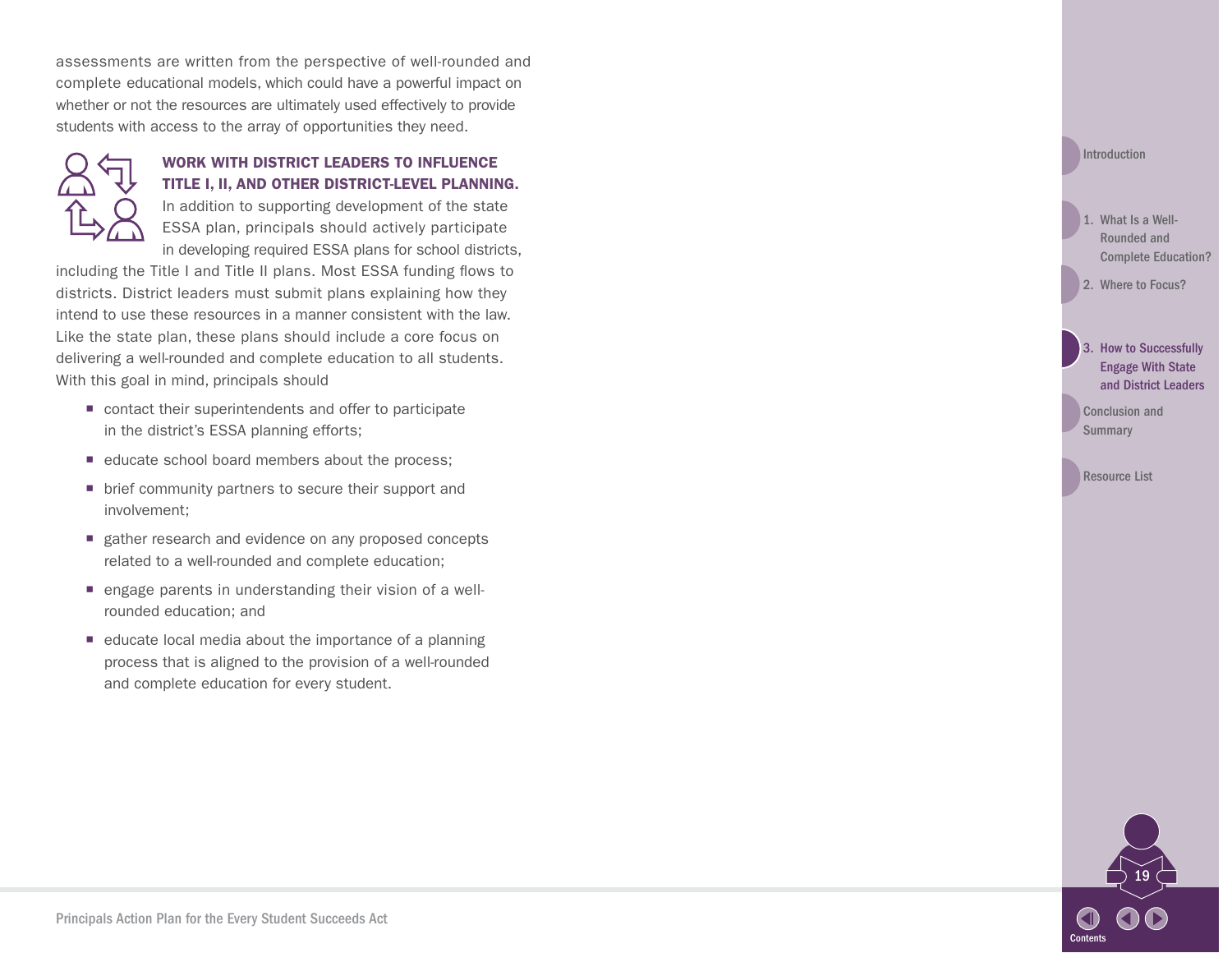assessments are written from the perspective of well-rounded and complete educational models, which could have a powerful impact on whether or not the resources are ultimately used effectively to provide students with access to the array of opportunities they need.

### WORK WITH DISTRICT LEADERS TO INFLUENCE TITLE I, II, AND OTHER DISTRICT-LEVEL PLANNING.

In addition to supporting development of the state ESSA plan, principals should actively participate in developing required ESSA plans for school districts, including the Title I and Title II plans. Most ESSA funding flows to districts. District leaders must submit plans explaining how they intend to use these resources in a manner consistent with the law. Like the state plan, these plans should include a core focus on delivering a well-rounded and complete education to all students. With this goal in mind, principals should

- contact their superintendents and offer to participate in the district's ESSA planning efforts;
- educate school board members about the process;
- brief community partners to secure their support and involvement;
- gather research and evidence on any proposed concepts related to a well-rounded and complete education;
- engage parents in understanding their vision of a well-rounded education; and
- educate local media about the importance of a planning process that is aligned to the provision of a well-rounded and complete education for every student.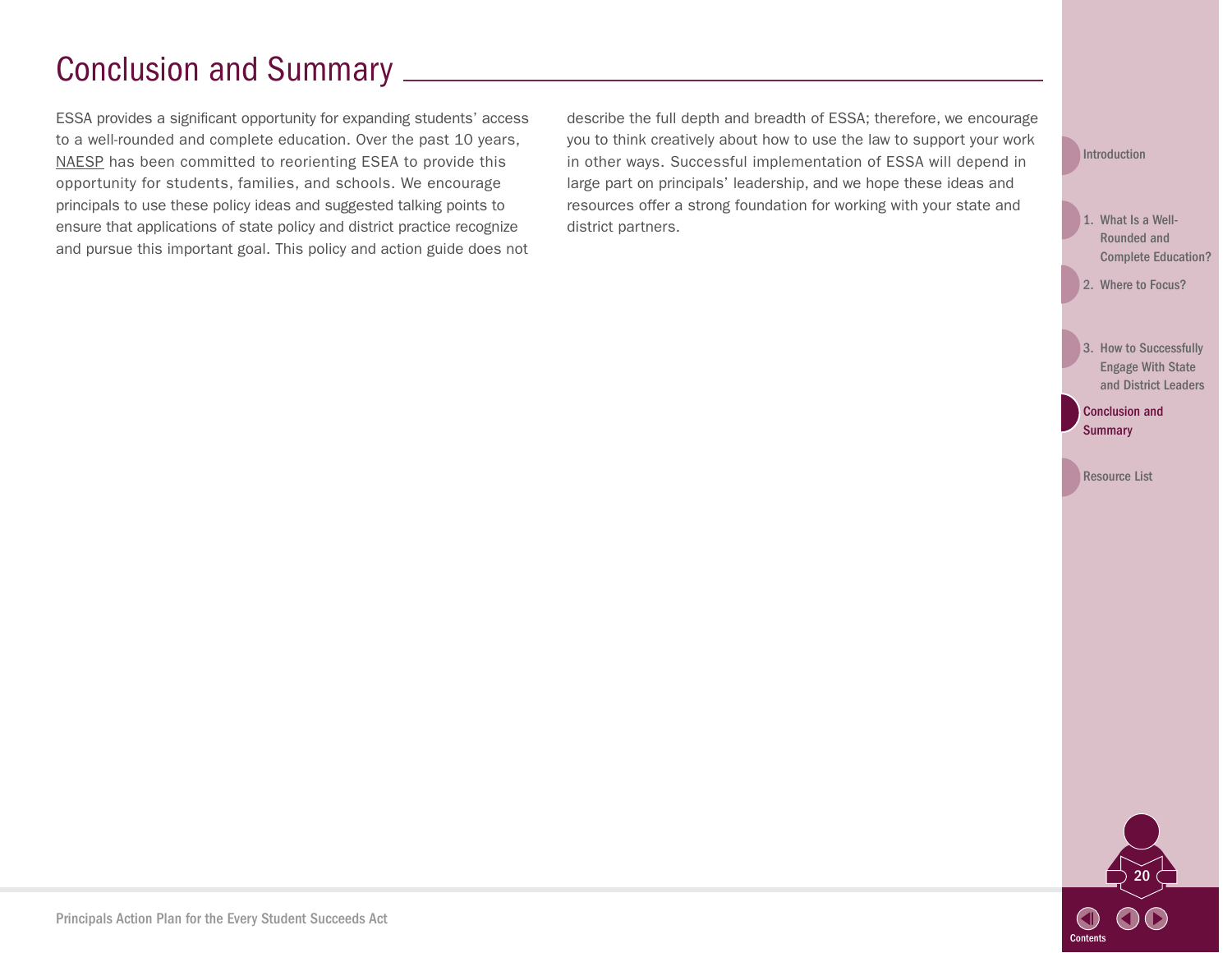# Conclusion and Summary

ESSA provides a significant opportunity for expanding students' access to a well-rounded and complete education. Over the past 10 years, NAESP has been committed to reorienting ESEA to provide this opportunity for students, families, and schools. We encourage principals to use these policy ideas and suggested talking points to ensure that applications of state policy and district practice recognize and pursue this important goal. This policy and action guide does not describe the full depth and breadth of ESSA; therefore, we encourage you to think creatively about how to use the law to support your work in other ways. Successful implementation of ESSA will depend in large part on principals' leadership, and we hope these ideas and resources offer a strong foundation for working with your state and district partners.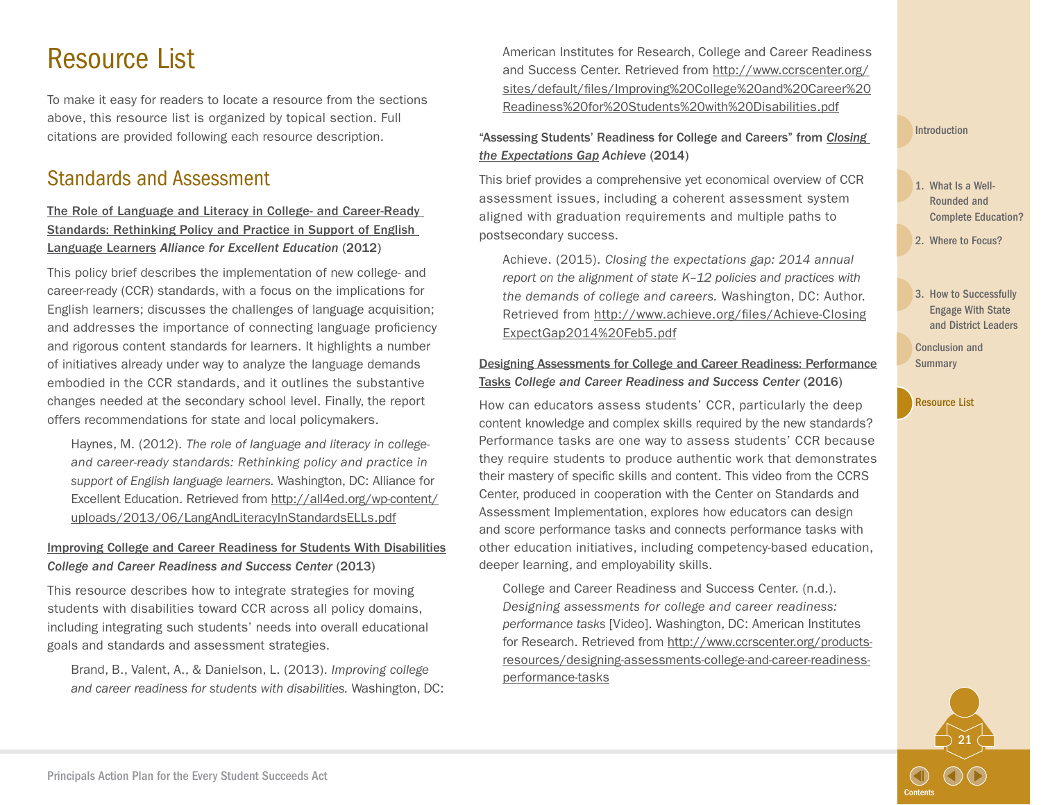# Resource List

To make it easy for readers to locate a resource from the sections above, this resource list is organized by topical section. Full citations are provided following each resource description.

## Standards and Assessment

**The Role of Language and Literacy in College- and Career-Ready Standards: Rethinking Policy and Practice in Support of English Language Learners** ***Alliance for Excellent Education*** **(2012)**

This policy brief describes the implementation of new college- and career-ready (CCR) standards, with a focus on the implications for English learners; discusses the challenges of language acquisition; and addresses the importance of connecting language proficiency and rigorous content standards for learners. It highlights a number of initiatives already under way to analyze the language demands embodied in the CCR standards, and it outlines the substantive changes needed at the secondary school level. Finally, the report offers recommendations for state and local policymakers.

> Haynes, M. (2012). *The role of language and literacy in college- and career-ready standards: Rethinking policy and practice in support of English language learners.* Washington, DC: Alliance for Excellent Education. Retrieved from http://all4ed.org/wp-content/uploads/2013/06/LangAndLiteracyInStandardsELLs.pdf

**Improving College and Career Readiness for Students With Disabilities** ***College and Career Readiness and Success Center*** **(2013)**

This resource describes how to integrate strategies for moving students with disabilities toward CCR across all policy domains, including integrating such students' needs into overall educational goals and standards and assessment strategies.

> Brand, B., Valent, A., & Danielson, L. (2013). *Improving college and career readiness for students with disabilities.* Washington, DC: American Institutes for Research, College and Career Readiness and Success Center. Retrieved from http://www.ccrscenter.org/sites/default/files/Improving%20College%20and%20Career%20Readiness%20for%20Students%20with%20Disabilities.pdf

**"Assessing Students' Readiness for College and Careers" from** ***Closing the Expectations Gap Achieve*** **(2014)**

This brief provides a comprehensive yet economical overview of CCR assessment issues, including a coherent assessment system aligned with graduation requirements and multiple paths to postsecondary success.

> Achieve. (2015). *Closing the expectations gap: 2014 annual report on the alignment of state K–12 policies and practices with the demands of college and careers.* Washington, DC: Author. Retrieved from http://www.achieve.org/files/Achieve-ClosingExpectGap2014%20Feb5.pdf

**Designing Assessments for College and Career Readiness: Performance Tasks** ***College and Career Readiness and Success Center*** **(2016)**

How can educators assess students' CCR, particularly the deep content knowledge and complex skills required by the new standards? Performance tasks are one way to assess students' CCR because they require students to produce authentic work that demonstrates their mastery of specific skills and content. This video from the CCRS Center, produced in cooperation with the Center on Standards and Assessment Implementation, explores how educators can design and score performance tasks and connects performance tasks with other education initiatives, including competency-based education, deeper learning, and employability skills.

> College and Career Readiness and Success Center. (n.d.). *Designing assessments for college and career readiness: performance tasks* [Video]. Washington, DC: American Institutes for Research. Retrieved from http://www.ccrscenter.org/products-resources/designing-assessments-college-and-career-readiness-performance-tasks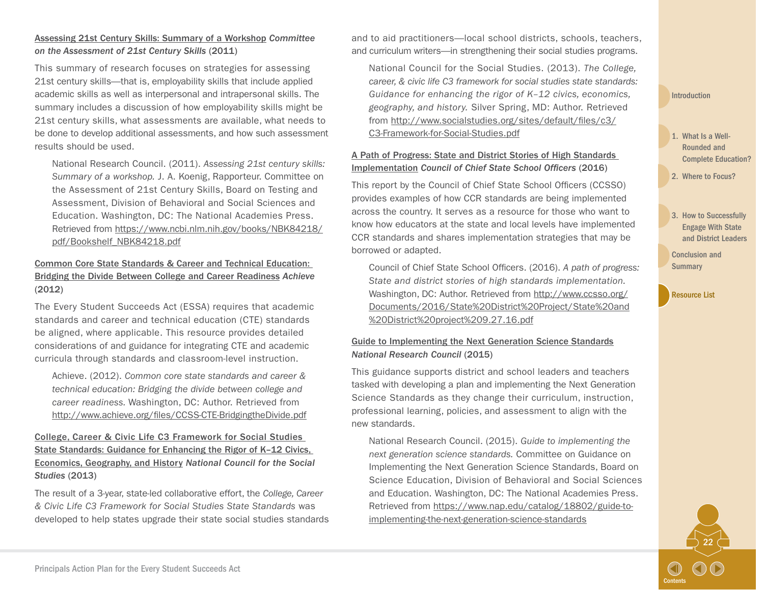Assessing 21st Century Skills: Summary of a Workshop *Committee on the Assessment of 21st Century Skills* (2011)

This summary of research focuses on strategies for assessing 21st century skills—that is, employability skills that include applied academic skills as well as interpersonal and intrapersonal skills. The summary includes a discussion of how employability skills might be 21st century skills, what assessments are available, what needs to be done to develop additional assessments, and how such assessment results should be used.

> National Research Council. (2011). *Assessing 21st century skills: Summary of a workshop.* J. A. Koenig, Rapporteur. Committee on the Assessment of 21st Century Skills, Board on Testing and Assessment, Division of Behavioral and Social Sciences and Education. Washington, DC: The National Academies Press. Retrieved from https://www.ncbi.nlm.nih.gov/books/NBK84218/pdf/Bookshelf_NBK84218.pdf

Common Core State Standards & Career and Technical Education: Bridging the Divide Between College and Career Readiness *Achieve* (2012)

The Every Student Succeeds Act (ESSA) requires that academic standards and career and technical education (CTE) standards be aligned, where applicable. This resource provides detailed considerations of and guidance for integrating CTE and academic curricula through standards and classroom-level instruction.

> Achieve. (2012). *Common core state standards and career & technical education: Bridging the divide between college and career readiness.* Washington, DC: Author. Retrieved from http://www.achieve.org/files/CCSS-CTE-BridgingtheDivide.pdf

College, Career & Civic Life C3 Framework for Social Studies State Standards: Guidance for Enhancing the Rigor of K–12 Civics, Economics, Geography, and History *National Council for the Social Studies* (2013)

The result of a 3-year, state-led collaborative effort, the *College, Career & Civic Life C3 Framework for Social Studies State Standards* was developed to help states upgrade their state social studies standards and to aid practitioners—local school districts, schools, teachers, and curriculum writers—in strengthening their social studies programs.

> National Council for the Social Studies. (2013). *The College, career, & civic life C3 framework for social studies state standards: Guidance for enhancing the rigor of K–12 civics, economics, geography, and history.* Silver Spring, MD: Author. Retrieved from http://www.socialstudies.org/sites/default/files/c3/C3-Framework-for-Social-Studies.pdf

A Path of Progress: State and District Stories of High Standards Implementation *Council of Chief State School Officers* (2016)

This report by the Council of Chief State School Officers (CCSSO) provides examples of how CCR standards are being implemented across the country. It serves as a resource for those who want to know how educators at the state and local levels have implemented CCR standards and shares implementation strategies that may be borrowed or adapted.

> Council of Chief State School Officers. (2016). *A path of progress: State and district stories of high standards implementation.* Washington, DC: Author. Retrieved from http://www.ccsso.org/Documents/2016/State%20District%20Project/State%20and%20District%20project%209.27.16.pdf

Guide to Implementing the Next Generation Science Standards *National Research Council* (2015)

This guidance supports district and school leaders and teachers tasked with developing a plan and implementing the Next Generation Science Standards as they change their curriculum, instruction, professional learning, policies, and assessment to align with the new standards.

> National Research Council. (2015). *Guide to implementing the next generation science standards.* Committee on Guidance on Implementing the Next Generation Science Standards, Board on Science Education, Division of Behavioral and Social Sciences and Education. Washington, DC: The National Academies Press. Retrieved from https://www.nap.edu/catalog/18802/guide-to-implementing-the-next-generation-science-standards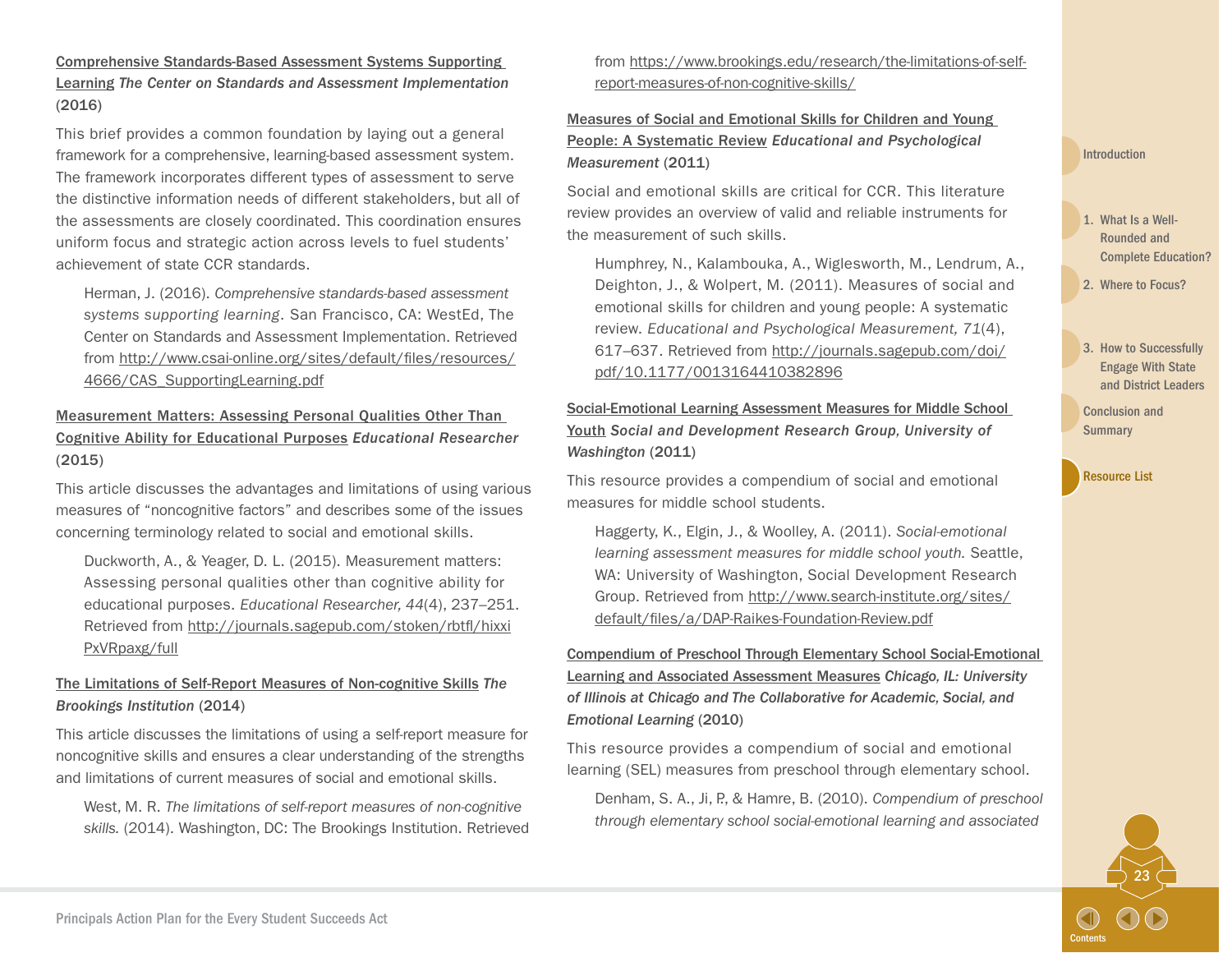Comprehensive Standards-Based Assessment Systems Supporting Learning *The Center on Standards and Assessment Implementation* (2016)

This brief provides a common foundation by laying out a general framework for a comprehensive, learning-based assessment system. The framework incorporates different types of assessment to serve the distinctive information needs of different stakeholders, but all of the assessments are closely coordinated. This coordination ensures uniform focus and strategic action across levels to fuel students' achievement of state CCR standards.

> Herman, J. (2016). *Comprehensive standards-based assessment systems supporting learning*. San Francisco, CA: WestEd, The Center on Standards and Assessment Implementation. Retrieved from http://www.csai-online.org/sites/default/files/resources/4666/CAS_SupportingLearning.pdf

Measurement Matters: Assessing Personal Qualities Other Than Cognitive Ability for Educational Purposes *Educational Researcher* (2015)

This article discusses the advantages and limitations of using various measures of "noncognitive factors" and describes some of the issues concerning terminology related to social and emotional skills.

> Duckworth, A., & Yeager, D. L. (2015). Measurement matters: Assessing personal qualities other than cognitive ability for educational purposes. *Educational Researcher, 44*(4), 237–251. Retrieved from http://journals.sagepub.com/stoken/rbtfl/hixxiPxVRpaxg/full

The Limitations of Self-Report Measures of Non-cognitive Skills *The Brookings Institution* (2014)

This article discusses the limitations of using a self-report measure for noncognitive skills and ensures a clear understanding of the strengths and limitations of current measures of social and emotional skills.

> West, M. R. *The limitations of self-report measures of non-cognitive skills.* (2014). Washington, DC: The Brookings Institution. Retrieved from https://www.brookings.edu/research/the-limitations-of-self-report-measures-of-non-cognitive-skills/

Measures of Social and Emotional Skills for Children and Young People: A Systematic Review *Educational and Psychological Measurement* (2011)

Social and emotional skills are critical for CCR. This literature review provides an overview of valid and reliable instruments for the measurement of such skills.

> Humphrey, N., Kalambouka, A., Wiglesworth, M., Lendrum, A., Deighton, J., & Wolpert, M. (2011). Measures of social and emotional skills for children and young people: A systematic review. *Educational and Psychological Measurement, 71*(4), 617–637. Retrieved from http://journals.sagepub.com/doi/pdf/10.1177/0013164410382896

Social-Emotional Learning Assessment Measures for Middle School Youth *Social and Development Research Group, University of Washington* (2011)

This resource provides a compendium of social and emotional measures for middle school students.

> Haggerty, K., Elgin, J., & Woolley, A. (2011). *Social-emotional learning assessment measures for middle school youth.* Seattle, WA: University of Washington, Social Development Research Group. Retrieved from http://www.search-institute.org/sites/default/files/a/DAP-Raikes-Foundation-Review.pdf

Compendium of Preschool Through Elementary School Social-Emotional Learning and Associated Assessment Measures *Chicago, IL: University of Illinois at Chicago and The Collaborative for Academic, Social, and Emotional Learning* (2010)

This resource provides a compendium of social and emotional learning (SEL) measures from preschool through elementary school.

> Denham, S. A., Ji, P., & Hamre, B. (2010). *Compendium of preschool through elementary school social-emotional learning and associated*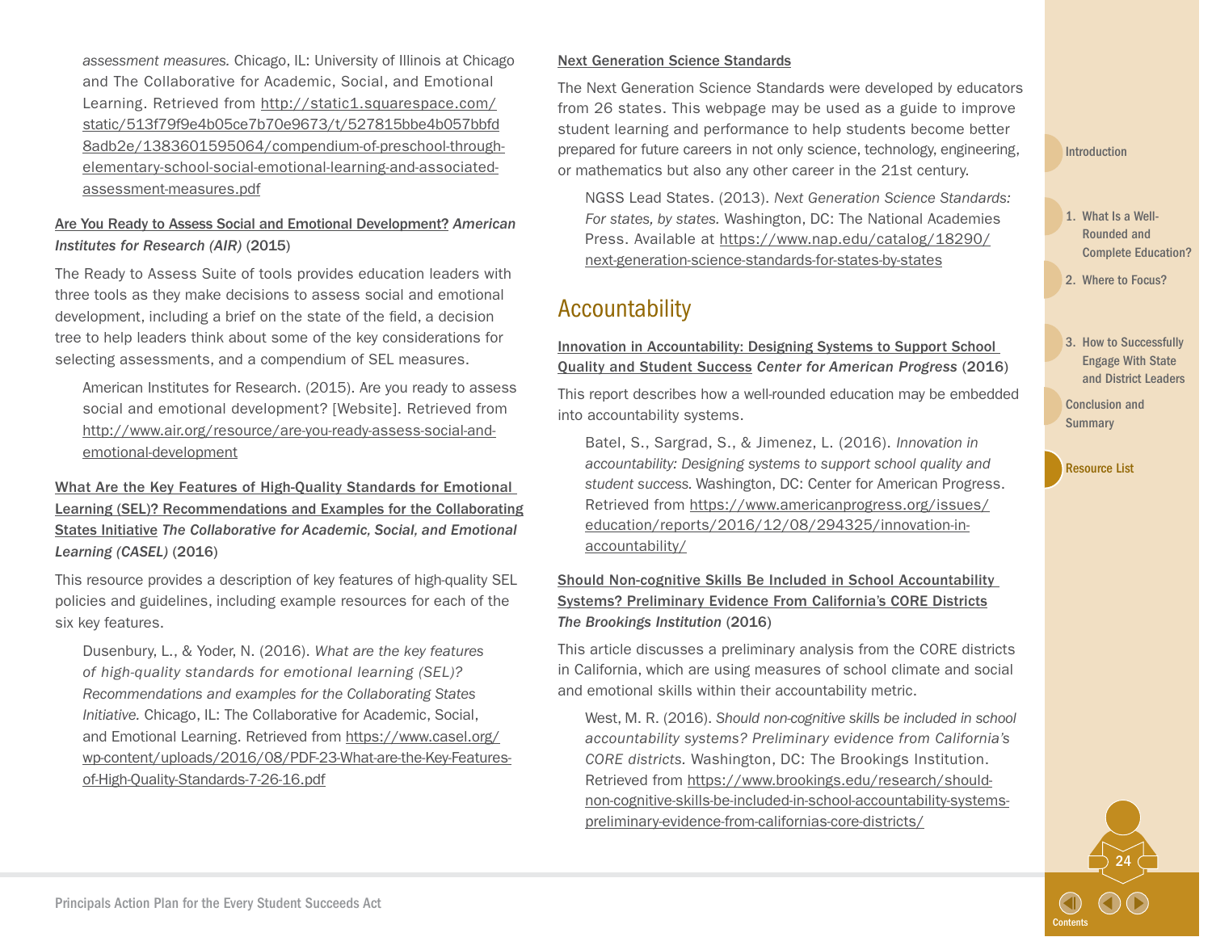*assessment measures.* Chicago, IL: University of Illinois at Chicago and The Collaborative for Academic, Social, and Emotional Learning. Retrieved from http://static1.squarespace.com/static/513f79f9e4b05ce7b70e9673/t/527815bbe4b057bbfd8adb2e/1383601595064/compendium-of-preschool-through-elementary-school-social-emotional-learning-and-associated-assessment-measures.pdf

Are You Ready to Assess Social and Emotional Development? *American Institutes for Research (AIR)* (2015)

The Ready to Assess Suite of tools provides education leaders with three tools as they make decisions to assess social and emotional development, including a brief on the state of the field, a decision tree to help leaders think about some of the key considerations for selecting assessments, and a compendium of SEL measures.

American Institutes for Research. (2015). Are you ready to assess social and emotional development? [Website]. Retrieved from http://www.air.org/resource/are-you-ready-assess-social-and-emotional-development

What Are the Key Features of High-Quality Standards for Emotional Learning (SEL)? Recommendations and Examples for the Collaborating States Initiative *The Collaborative for Academic, Social, and Emotional Learning (CASEL)* (2016)

This resource provides a description of key features of high-quality SEL policies and guidelines, including example resources for each of the six key features.

Dusenbury, L., & Yoder, N. (2016). *What are the key features of high-quality standards for emotional learning (SEL)? Recommendations and examples for the Collaborating States Initiative.* Chicago, IL: The Collaborative for Academic, Social, and Emotional Learning. Retrieved from https://www.casel.org/wp-content/uploads/2016/08/PDF-23-What-are-the-Key-Features-of-High-Quality-Standards-7-26-16.pdf

Next Generation Science Standards

The Next Generation Science Standards were developed by educators from 26 states. This webpage may be used as a guide to improve student learning and performance to help students become better prepared for future careers in not only science, technology, engineering, or mathematics but also any other career in the 21st century.

NGSS Lead States. (2013). *Next Generation Science Standards: For states, by states.* Washington, DC: The National Academies Press. Available at https://www.nap.edu/catalog/18290/next-generation-science-standards-for-states-by-states

## Accountability

Innovation in Accountability: Designing Systems to Support School Quality and Student Success *Center for American Progress* (2016)

This report describes how a well-rounded education may be embedded into accountability systems.

Batel, S., Sargrad, S., & Jimenez, L. (2016). *Innovation in accountability: Designing systems to support school quality and student success.* Washington, DC: Center for American Progress. Retrieved from https://www.americanprogress.org/issues/education/reports/2016/12/08/294325/innovation-in-accountability/

Should Non-cognitive Skills Be Included in School Accountability Systems? Preliminary Evidence From California's CORE Districts *The Brookings Institution* (2016)

This article discusses a preliminary analysis from the CORE districts in California, which are using measures of school climate and social and emotional skills within their accountability metric.

West, M. R. (2016). *Should non-cognitive skills be included in school accountability systems? Preliminary evidence from California's CORE districts.* Washington, DC: The Brookings Institution. Retrieved from https://www.brookings.edu/research/should-non-cognitive-skills-be-included-in-school-accountability-systems-preliminary-evidence-from-californias-core-districts/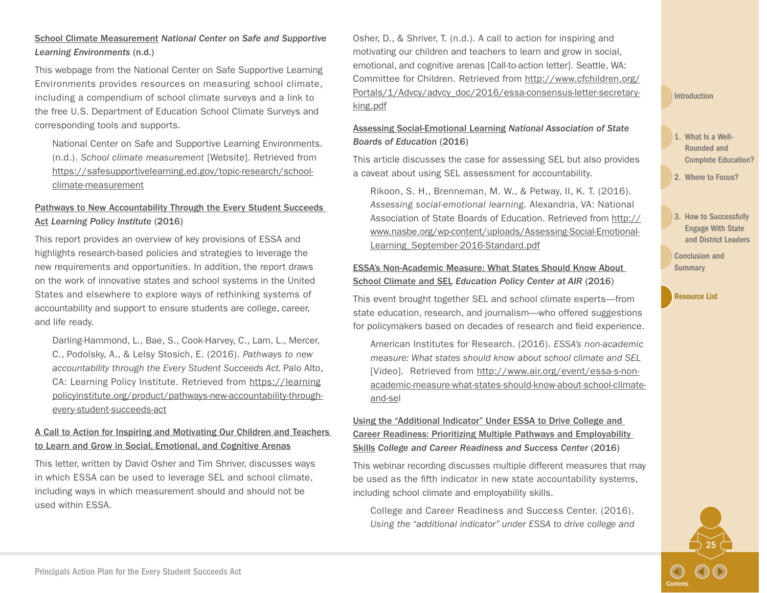School Climate Measurement *National Center on Safe and Supportive Learning Environments* (n.d.)

This webpage from the National Center on Safe Supportive Learning Environments provides resources on measuring school climate, including a compendium of school climate surveys and a link to the free U.S. Department of Education School Climate Surveys and corresponding tools and supports.

> National Center on Safe and Supportive Learning Environments. (n.d.). *School climate measurement* [Website]. Retrieved from https://safesupportivelearning.ed.gov/topic-research/school-climate-measurement

Pathways to New Accountability Through the Every Student Succeeds Act *Learning Policy Institute* (2016)

This report provides an overview of key provisions of ESSA and highlights research-based policies and strategies to leverage the new requirements and opportunities. In addition, the report draws on the work of innovative states and school systems in the United States and elsewhere to explore ways of rethinking systems of accountability and support to ensure students are college, career, and life ready.

> Darling-Hammond, L., Bae, S., Cook-Harvey, C., Lam, L., Mercer, C., Podolsky, A., & Lelsy Stosich, E. (2016). *Pathways to new accountability through the Every Student Succeeds Act*. Palo Alto, CA: Learning Policy Institute. Retrieved from https://learningpolicyinstitute.org/product/pathways-new-accountability-through-every-student-succeeds-act

A Call to Action for Inspiring and Motivating Our Children and Teachers to Learn and Grow in Social, Emotional, and Cognitive Arenas

This letter, written by David Osher and Tim Shriver, discusses ways in which ESSA can be used to leverage SEL and school climate, including ways in which measurement should and should not be used within ESSA.

> Osher, D., & Shriver, T. (n.d.). A call to action for inspiring and motivating our children and teachers to learn and grow in social, emotional, and cognitive arenas [Call-to-action letter]. Seattle, WA: Committee for Children. Retrieved from http://www.cfchildren.org/Portals/1/Advcy/advcy_doc/2016/essa-consensus-letter-secretary-king.pdf

Assessing Social-Emotional Learning *National Association of State Boards of Education* (2016)

This article discusses the case for assessing SEL but also provides a caveat about using SEL assessment for accountability.

> Rikoon, S. H., Brenneman, M. W., & Petway, II, K. T. (2016). *Assessing social-emotional learning*. Alexandria, VA: National Association of State Boards of Education. Retrieved from http://www.nasbe.org/wp-content/uploads/Assessing-Social-Emotional-Learning_September-2016-Standard.pdf

ESSA's Non-Academic Measure: What States Should Know About School Climate and SEL *Education Policy Center at AIR* (2016)

This event brought together SEL and school climate experts—from state education, research, and journalism—who offered suggestions for policymakers based on decades of research and field experience.

> American Institutes for Research. (2016). *ESSA's non-academic measure: What states should know about school climate and SEL* [Video]. Retrieved from http://www.air.org/event/essa-s-non-academic-measure-what-states-should-know-about-school-climate-and-sel

Using the "Additional Indicator" Under ESSA to Drive College and Career Readiness: Prioritizing Multiple Pathways and Employability Skills *College and Career Readiness and Success Center* (2016)

This webinar recording discusses multiple different measures that may be used as the fifth indicator in new state accountability systems, including school climate and employability skills.

> College and Career Readiness and Success Center. (2016). *Using the "additional indicator" under ESSA to drive college and*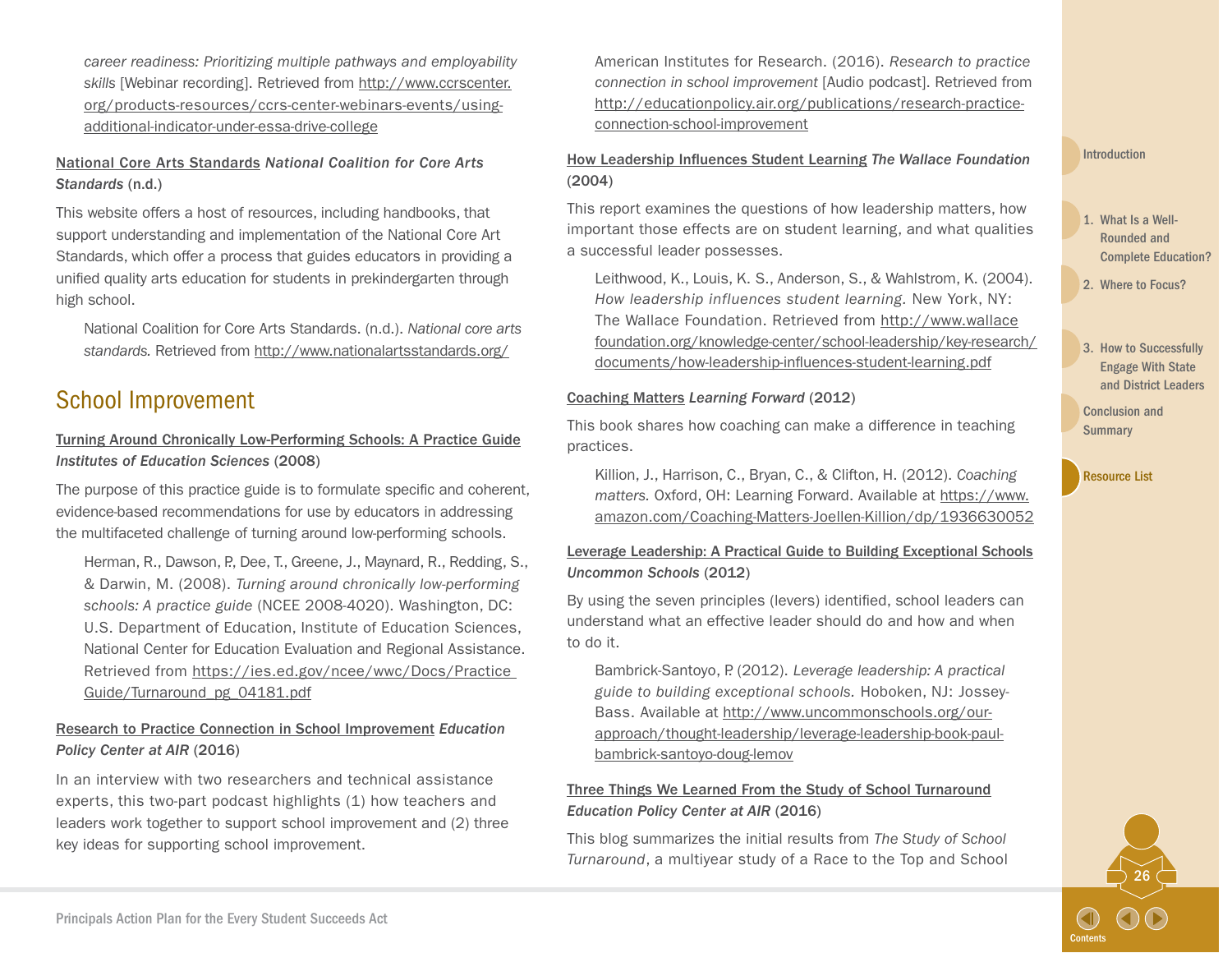career readiness: Prioritizing multiple pathways and employability skills* [Webinar recording]. Retrieved from http://www.ccrscenter.org/products-resources/ccrs-center-webinars-events/using-additional-indicator-under-essa-drive-college

National Core Arts Standards *National Coalition for Core Arts Standards* (n.d.)

This website offers a host of resources, including handbooks, that support understanding and implementation of the National Core Art Standards, which offer a process that guides educators in providing a unified quality arts education for students in prekindergarten through high school.

National Coalition for Core Arts Standards. (n.d.). *National core arts standards.* Retrieved from http://www.nationalartsstandards.org/

## School Improvement

Turning Around Chronically Low-Performing Schools: A Practice Guide *Institutes of Education Sciences* (2008)

The purpose of this practice guide is to formulate specific and coherent, evidence-based recommendations for use by educators in addressing the multifaceted challenge of turning around low-performing schools.

Herman, R., Dawson, P., Dee, T., Greene, J., Maynard, R., Redding, S., & Darwin, M. (2008). *Turning around chronically low-performing schools: A practice guide* (NCEE 2008-4020). Washington, DC: U.S. Department of Education, Institute of Education Sciences, National Center for Education Evaluation and Regional Assistance. Retrieved from https://ies.ed.gov/ncee/wwc/Docs/PracticeGuide/Turnaround_pg_04181.pdf

Research to Practice Connection in School Improvement *Education Policy Center at AIR* (2016)

In an interview with two researchers and technical assistance experts, this two-part podcast highlights (1) how teachers and leaders work together to support school improvement and (2) three key ideas for supporting school improvement.

American Institutes for Research. (2016). *Research to practice connection in school improvement* [Audio podcast]. Retrieved from http://educationpolicy.air.org/publications/research-practice-connection-school-improvement

How Leadership Influences Student Learning *The Wallace Foundation* (2004)

This report examines the questions of how leadership matters, how important those effects are on student learning, and what qualities a successful leader possesses.

Leithwood, K., Louis, K. S., Anderson, S., & Wahlstrom, K. (2004). *How leadership influences student learning.* New York, NY: The Wallace Foundation. Retrieved from http://www.wallacefoundation.org/knowledge-center/school-leadership/key-research/documents/how-leadership-influences-student-learning.pdf

Coaching Matters *Learning Forward* (2012)

This book shares how coaching can make a difference in teaching practices.

Killion, J., Harrison, C., Bryan, C., & Clifton, H. (2012). *Coaching matters.* Oxford, OH: Learning Forward. Available at https://www.amazon.com/Coaching-Matters-Joellen-Killion/dp/1936630052

Leverage Leadership: A Practical Guide to Building Exceptional Schools *Uncommon Schools* (2012)

By using the seven principles (levers) identified, school leaders can understand what an effective leader should do and how and when to do it.

Bambrick-Santoyo, P. (2012). *Leverage leadership: A practical guide to building exceptional schools.* Hoboken, NJ: Jossey-Bass. Available at http://www.uncommonschools.org/our-approach/thought-leadership/leverage-leadership-book-paul-bambrick-santoyo-doug-lemov

Three Things We Learned From the Study of School Turnaround *Education Policy Center at AIR* (2016)

This blog summarizes the initial results from *The Study of School Turnaround*, a multiyear study of a Race to the Top and School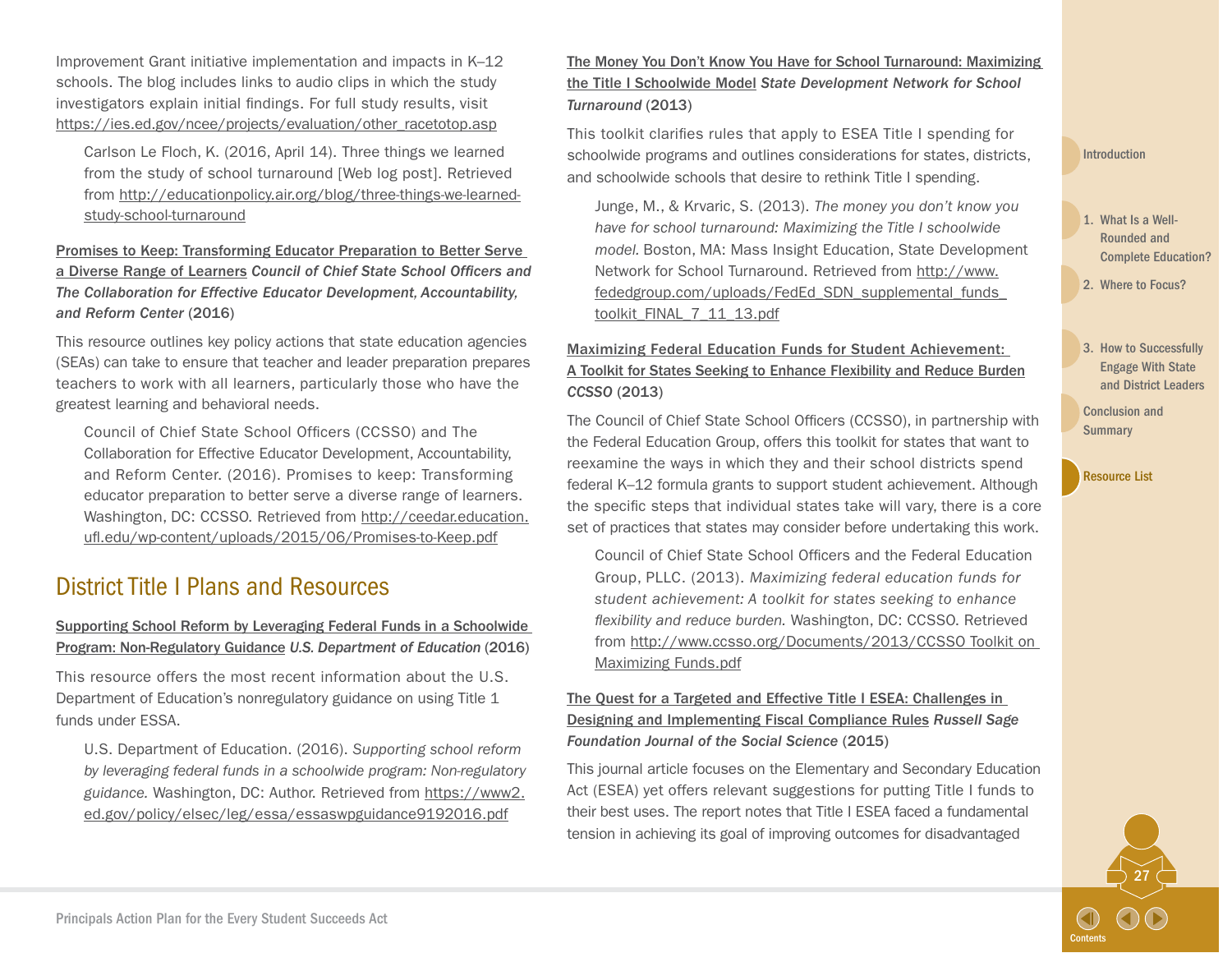Improvement Grant initiative implementation and impacts in K–12 schools. The blog includes links to audio clips in which the study investigators explain initial findings. For full study results, visit https://ies.ed.gov/ncee/projects/evaluation/other_racetotop.asp

> Carlson Le Floch, K. (2016, April 14). Three things we learned from the study of school turnaround [Web log post]. Retrieved from http://educationpolicy.air.org/blog/three-things-we-learned-study-school-turnaround

Promises to Keep: Transforming Educator Preparation to Better Serve a Diverse Range of Learners ***Council of Chief State School Officers and The Collaboration for Effective Educator Development, Accountability, and Reform Center*** (2016)

This resource outlines key policy actions that state education agencies (SEAs) can take to ensure that teacher and leader preparation prepares teachers to work with all learners, particularly those who have the greatest learning and behavioral needs.

> Council of Chief State School Officers (CCSSO) and The Collaboration for Effective Educator Development, Accountability, and Reform Center. (2016). Promises to keep: Transforming educator preparation to better serve a diverse range of learners. Washington, DC: CCSSO. Retrieved from http://ceedar.education.ufl.edu/wp-content/uploads/2015/06/Promises-to-Keep.pdf

## District Title I Plans and Resources

Supporting School Reform by Leveraging Federal Funds in a Schoolwide Program: Non-Regulatory Guidance ***U.S. Department of Education*** (2016)

This resource offers the most recent information about the U.S. Department of Education's nonregulatory guidance on using Title 1 funds under ESSA.

> U.S. Department of Education. (2016). *Supporting school reform by leveraging federal funds in a schoolwide program: Non-regulatory guidance.* Washington, DC: Author. Retrieved from https://www2.ed.gov/policy/elsec/leg/essa/essaswpguidance9192016.pdf

The Money You Don't Know You Have for School Turnaround: Maximizing the Title I Schoolwide Model ***State Development Network for School Turnaround*** (2013)

This toolkit clarifies rules that apply to ESEA Title I spending for schoolwide programs and outlines considerations for states, districts, and schoolwide schools that desire to rethink Title I spending.

> Junge, M., & Krvaric, S. (2013). *The money you don't know you have for school turnaround: Maximizing the Title I schoolwide model.* Boston, MA: Mass Insight Education, State Development Network for School Turnaround. Retrieved from http://www.fededgroup.com/uploads/FedEd_SDN_supplemental_funds_toolkit_FINAL_7_11_13.pdf

Maximizing Federal Education Funds for Student Achievement: A Toolkit for States Seeking to Enhance Flexibility and Reduce Burden ***CCSSO*** (2013)

The Council of Chief State School Officers (CCSSO), in partnership with the Federal Education Group, offers this toolkit for states that want to reexamine the ways in which they and their school districts spend federal K–12 formula grants to support student achievement. Although the specific steps that individual states take will vary, there is a core set of practices that states may consider before undertaking this work.

> Council of Chief State School Officers and the Federal Education Group, PLLC. (2013). *Maximizing federal education funds for student achievement: A toolkit for states seeking to enhance flexibility and reduce burden.* Washington, DC: CCSSO. Retrieved from http://www.ccsso.org/Documents/2013/CCSSO Toolkit on Maximizing Funds.pdf

The Quest for a Targeted and Effective Title I ESEA: Challenges in Designing and Implementing Fiscal Compliance Rules ***Russell Sage Foundation Journal of the Social Science*** (2015)

This journal article focuses on the Elementary and Secondary Education Act (ESEA) yet offers relevant suggestions for putting Title I funds to their best uses. The report notes that Title I ESEA faced a fundamental tension in achieving its goal of improving outcomes for disadvantaged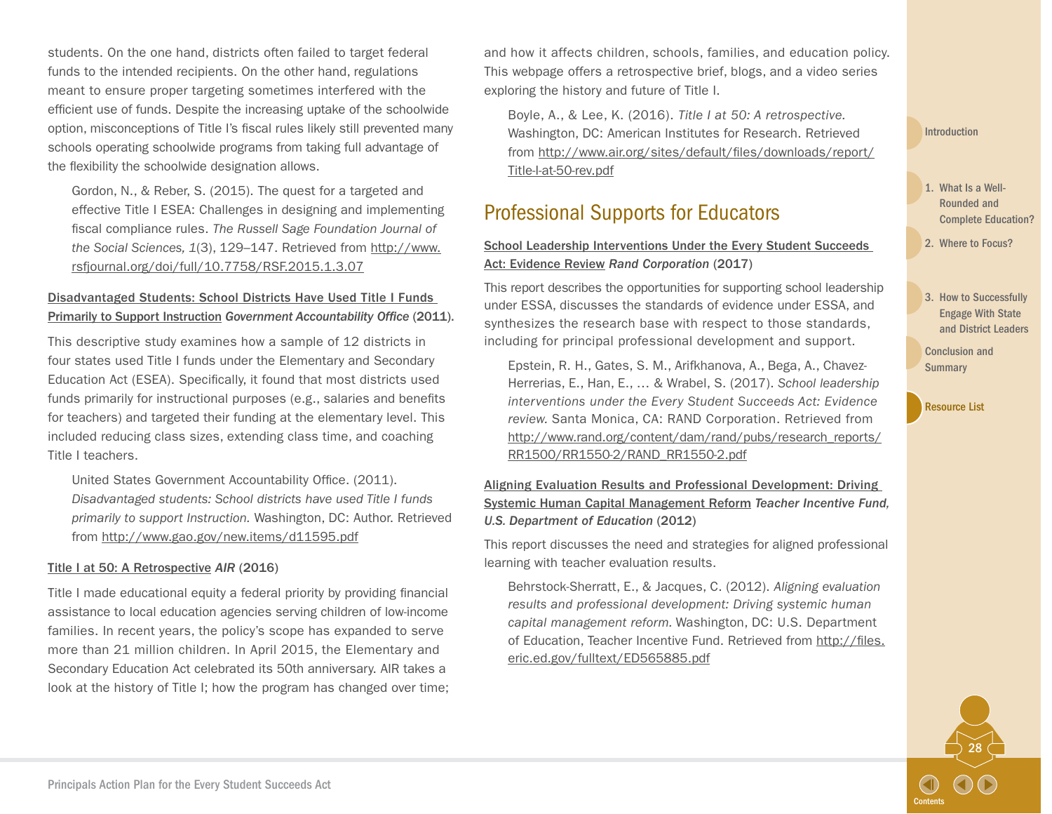students. On the one hand, districts often failed to target federal funds to the intended recipients. On the other hand, regulations meant to ensure proper targeting sometimes interfered with the efficient use of funds. Despite the increasing uptake of the schoolwide option, misconceptions of Title I's fiscal rules likely still prevented many schools operating schoolwide programs from taking full advantage of the flexibility the schoolwide designation allows.

> Gordon, N., & Reber, S. (2015). The quest for a targeted and effective Title I ESEA: Challenges in designing and implementing fiscal compliance rules. *The Russell Sage Foundation Journal of the Social Sciences, 1*(3), 129–147. Retrieved from http://www.rsfjournal.org/doi/full/10.7758/RSF.2015.1.3.07

**Disadvantaged Students: School Districts Have Used Title I Funds Primarily to Support Instruction** ***Government Accountability Office*** **(2011).**

This descriptive study examines how a sample of 12 districts in four states used Title I funds under the Elementary and Secondary Education Act (ESEA). Specifically, it found that most districts used funds primarily for instructional purposes (e.g., salaries and benefits for teachers) and targeted their funding at the elementary level. This included reducing class sizes, extending class time, and coaching Title I teachers.

> United States Government Accountability Office. (2011). *Disadvantaged students: School districts have used Title I funds primarily to support Instruction.* Washington, DC: Author. Retrieved from http://www.gao.gov/new.items/d11595.pdf

**Title I at 50: A Retrospective** ***AIR*** **(2016)**

Title I made educational equity a federal priority by providing financial assistance to local education agencies serving children of low-income families. In recent years, the policy's scope has expanded to serve more than 21 million children. In April 2015, the Elementary and Secondary Education Act celebrated its 50th anniversary. AIR takes a look at the history of Title I; how the program has changed over time; and how it affects children, schools, families, and education policy. This webpage offers a retrospective brief, blogs, and a video series exploring the history and future of Title I.

> Boyle, A., & Lee, K. (2016). *Title I at 50: A retrospective.* Washington, DC: American Institutes for Research. Retrieved from http://www.air.org/sites/default/files/downloads/report/Title-I-at-50-rev.pdf

## Professional Supports for Educators

**School Leadership Interventions Under the Every Student Succeeds Act: Evidence Review** ***Rand Corporation*** **(2017)**

This report describes the opportunities for supporting school leadership under ESSA, discusses the standards of evidence under ESSA, and synthesizes the research base with respect to those standards, including for principal professional development and support.

> Epstein, R. H., Gates, S. M., Arifkhanova, A., Bega, A., Chavez-Herrerias, E., Han, E., … & Wrabel, S. (2017). *School leadership interventions under the Every Student Succeeds Act: Evidence review.* Santa Monica, CA: RAND Corporation. Retrieved from http://www.rand.org/content/dam/rand/pubs/research_reports/RR1500/RR1550-2/RAND_RR1550-2.pdf

**Aligning Evaluation Results and Professional Development: Driving Systemic Human Capital Management Reform** ***Teacher Incentive Fund, U.S. Department of Education*** **(2012)**

This report discusses the need and strategies for aligned professional learning with teacher evaluation results.

> Behrstock-Sherratt, E., & Jacques, C. (2012). *Aligning evaluation results and professional development: Driving systemic human capital management reform.* Washington, DC: U.S. Department of Education, Teacher Incentive Fund. Retrieved from http://files.eric.ed.gov/fulltext/ED565885.pdf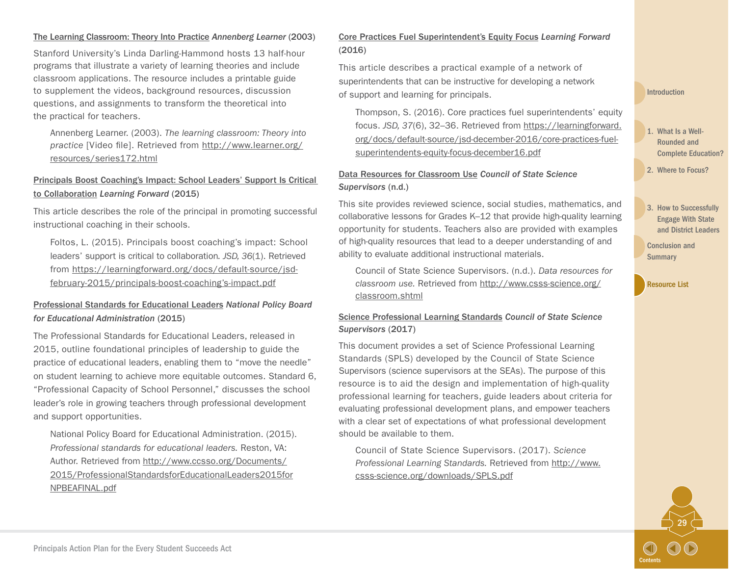The Learning Classroom: Theory Into Practice *Annenberg Learner* (2003)

Stanford University's Linda Darling-Hammond hosts 13 half-hour programs that illustrate a variety of learning theories and include classroom applications. The resource includes a printable guide to supplement the videos, background resources, discussion questions, and assignments to transform the theoretical into the practical for teachers.

> Annenberg Learner. (2003). *The learning classroom: Theory into practice* [Video file]. Retrieved from http://www.learner.org/resources/series172.html

Principals Boost Coaching's Impact: School Leaders' Support Is Critical to Collaboration *Learning Forward* (2015)

This article describes the role of the principal in promoting successful instructional coaching in their schools.

> Foltos, L. (2015). Principals boost coaching's impact: School leaders' support is critical to collaboration. *JSD, 36*(1). Retrieved from https://learningforward.org/docs/default-source/jsd-february-2015/principals-boost-coaching's-impact.pdf

Professional Standards for Educational Leaders *National Policy Board for Educational Administration* (2015)

The Professional Standards for Educational Leaders, released in 2015, outline foundational principles of leadership to guide the practice of educational leaders, enabling them to "move the needle" on student learning to achieve more equitable outcomes. Standard 6, "Professional Capacity of School Personnel," discusses the school leader's role in growing teachers through professional development and support opportunities.

> National Policy Board for Educational Administration. (2015). *Professional standards for educational leaders.* Reston, VA: Author. Retrieved from http://www.ccsso.org/Documents/2015/ProfessionalStandardsforEducationalLeaders2015forNPBEAFINAL.pdf

Core Practices Fuel Superintendent's Equity Focus *Learning Forward* (2016)

This article describes a practical example of a network of superintendents that can be instructive for developing a network of support and learning for principals.

> Thompson, S. (2016). Core practices fuel superintendents' equity focus. *JSD, 37*(6), 32–36. Retrieved from https://learningforward.org/docs/default-source/jsd-december-2016/core-practices-fuel-superintendents-equity-focus-december16.pdf

Data Resources for Classroom Use *Council of State Science Supervisors* (n.d.)

This site provides reviewed science, social studies, mathematics, and collaborative lessons for Grades K–12 that provide high-quality learning opportunity for students. Teachers also are provided with examples of high-quality resources that lead to a deeper understanding of and ability to evaluate additional instructional materials.

> Council of State Science Supervisors. (n.d.). *Data resources for classroom use.* Retrieved from http://www.csss-science.org/classroom.shtml

Science Professional Learning Standards *Council of State Science Supervisors* (2017)

This document provides a set of Science Professional Learning Standards (SPLS) developed by the Council of State Science Supervisors (science supervisors at the SEAs). The purpose of this resource is to aid the design and implementation of high-quality professional learning for teachers, guide leaders about criteria for evaluating professional development plans, and empower teachers with a clear set of expectations of what professional development should be available to them.

> Council of State Science Supervisors. (2017). *Science Professional Learning Standards.* Retrieved from http://www.csss-science.org/downloads/SPLS.pdf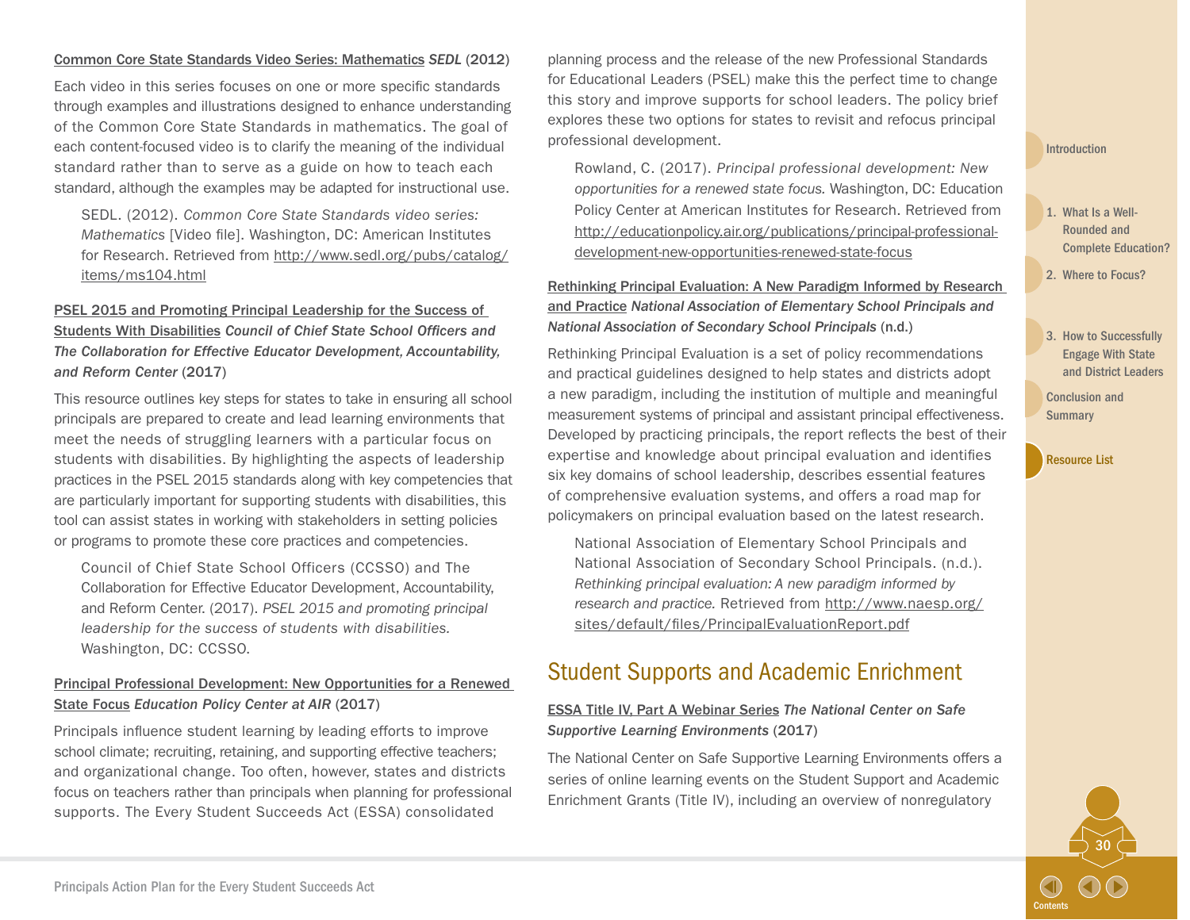Common Core State Standards Video Series: Mathematics *SEDL* (2012)

Each video in this series focuses on one or more specific standards through examples and illustrations designed to enhance understanding of the Common Core State Standards in mathematics. The goal of each content-focused video is to clarify the meaning of the individual standard rather than to serve as a guide on how to teach each standard, although the examples may be adapted for instructional use.

> SEDL. (2012). *Common Core State Standards video series: Mathematics* [Video file]. Washington, DC: American Institutes for Research. Retrieved from http://www.sedl.org/pubs/catalog/items/ms104.html

PSEL 2015 and Promoting Principal Leadership for the Success of Students With Disabilities *Council of Chief State School Officers and The Collaboration for Effective Educator Development, Accountability, and Reform Center* (2017)

This resource outlines key steps for states to take in ensuring all school principals are prepared to create and lead learning environments that meet the needs of struggling learners with a particular focus on students with disabilities. By highlighting the aspects of leadership practices in the PSEL 2015 standards along with key competencies that are particularly important for supporting students with disabilities, this tool can assist states in working with stakeholders in setting policies or programs to promote these core practices and competencies.

> Council of Chief State School Officers (CCSSO) and The Collaboration for Effective Educator Development, Accountability, and Reform Center. (2017). *PSEL 2015 and promoting principal leadership for the success of students with disabilities.* Washington, DC: CCSSO.

Principal Professional Development: New Opportunities for a Renewed State Focus *Education Policy Center at AIR* (2017)

Principals influence student learning by leading efforts to improve school climate; recruiting, retaining, and supporting effective teachers; and organizational change. Too often, however, states and districts focus on teachers rather than principals when planning for professional supports. The Every Student Succeeds Act (ESSA) consolidated planning process and the release of the new Professional Standards for Educational Leaders (PSEL) make this the perfect time to change this story and improve supports for school leaders. The policy brief explores these two options for states to revisit and refocus principal professional development.

> Rowland, C. (2017). *Principal professional development: New opportunities for a renewed state focus.* Washington, DC: Education Policy Center at American Institutes for Research. Retrieved from http://educationpolicy.air.org/publications/principal-professional-development-new-opportunities-renewed-state-focus

Rethinking Principal Evaluation: A New Paradigm Informed by Research and Practice *National Association of Elementary School Principals and National Association of Secondary School Principals* (n.d.)

Rethinking Principal Evaluation is a set of policy recommendations and practical guidelines designed to help states and districts adopt a new paradigm, including the institution of multiple and meaningful measurement systems of principal and assistant principal effectiveness. Developed by practicing principals, the report reflects the best of their expertise and knowledge about principal evaluation and identifies six key domains of school leadership, describes essential features of comprehensive evaluation systems, and offers a road map for policymakers on principal evaluation based on the latest research.

> National Association of Elementary School Principals and National Association of Secondary School Principals. (n.d.). *Rethinking principal evaluation: A new paradigm informed by research and practice.* Retrieved from http://www.naesp.org/sites/default/files/PrincipalEvaluationReport.pdf

## Student Supports and Academic Enrichment

ESSA Title IV, Part A Webinar Series *The National Center on Safe Supportive Learning Environments* (2017)

The National Center on Safe Supportive Learning Environments offers a series of online learning events on the Student Support and Academic Enrichment Grants (Title IV), including an overview of nonregulatory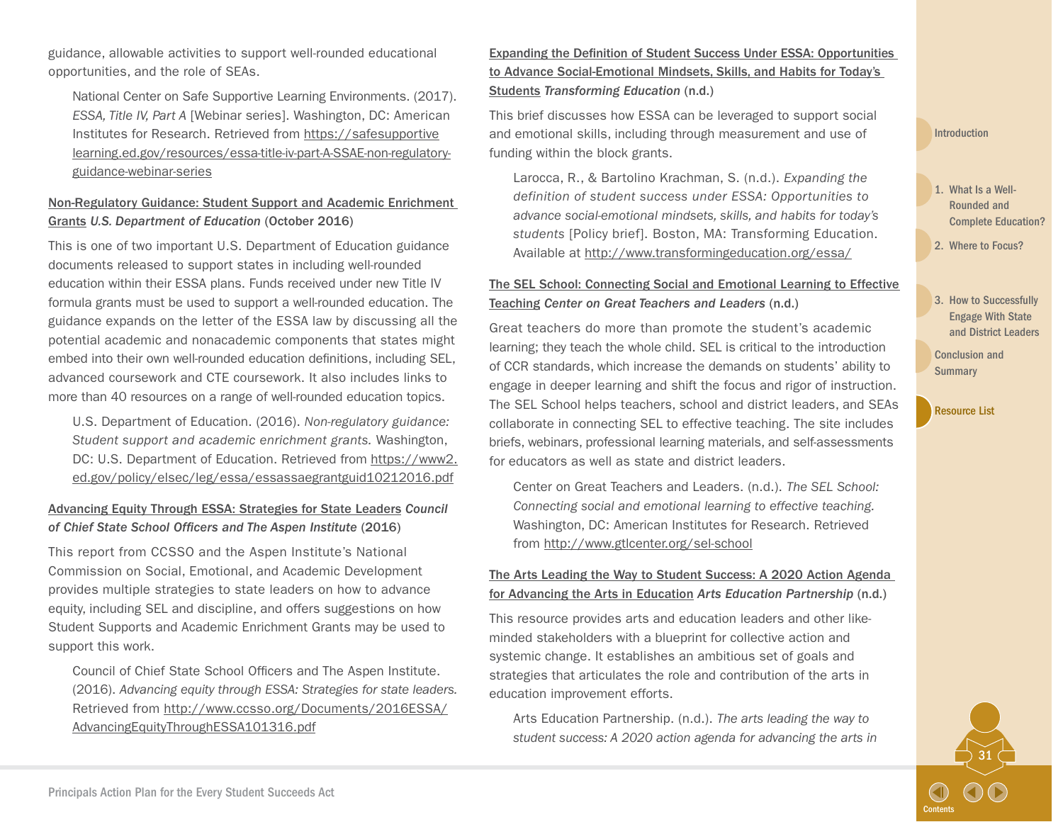guidance, allowable activities to support well-rounded educational opportunities, and the role of SEAs.

> National Center on Safe Supportive Learning Environments. (2017). *ESSA, Title IV, Part A* [Webinar series]. Washington, DC: American Institutes for Research. Retrieved from https://safesupportivelearning.ed.gov/resources/essa-title-iv-part-A-SSAE-non-regulatory-guidance-webinar-series

**Non-Regulatory Guidance: Student Support and Academic Enrichment Grants** ***U.S. Department of Education*** **(October 2016)**

This is one of two important U.S. Department of Education guidance documents released to support states in including well-rounded education within their ESSA plans. Funds received under new Title IV formula grants must be used to support a well-rounded education. The guidance expands on the letter of the ESSA law by discussing all the potential academic and nonacademic components that states might embed into their own well-rounded education definitions, including SEL, advanced coursework and CTE coursework. It also includes links to more than 40 resources on a range of well-rounded education topics.

> U.S. Department of Education. (2016). *Non-regulatory guidance: Student support and academic enrichment grants.* Washington, DC: U.S. Department of Education. Retrieved from https://www2.ed.gov/policy/elsec/leg/essa/essassaegrantguid10212016.pdf

**Advancing Equity Through ESSA: Strategies for State Leaders** ***Council of Chief State School Officers and The Aspen Institute*** **(2016)**

This report from CCSSO and the Aspen Institute's National Commission on Social, Emotional, and Academic Development provides multiple strategies to state leaders on how to advance equity, including SEL and discipline, and offers suggestions on how Student Supports and Academic Enrichment Grants may be used to support this work.

> Council of Chief State School Officers and The Aspen Institute. (2016). *Advancing equity through ESSA: Strategies for state leaders.* Retrieved from http://www.ccsso.org/Documents/2016ESSA/AdvancingEquityThroughESSA101316.pdf

**Expanding the Definition of Student Success Under ESSA: Opportunities to Advance Social-Emotional Mindsets, Skills, and Habits for Today's Students** ***Transforming Education*** **(n.d.)**

This brief discusses how ESSA can be leveraged to support social and emotional skills, including through measurement and use of funding within the block grants.

> Larocca, R., & Bartolino Krachman, S. (n.d.). *Expanding the definition of student success under ESSA: Opportunities to advance social-emotional mindsets, skills, and habits for today's students* [Policy brief]. Boston, MA: Transforming Education. Available at http://www.transformingeducation.org/essa/

**The SEL School: Connecting Social and Emotional Learning to Effective Teaching** ***Center on Great Teachers and Leaders*** **(n.d.)**

Great teachers do more than promote the student's academic learning; they teach the whole child. SEL is critical to the introduction of CCR standards, which increase the demands on students' ability to engage in deeper learning and shift the focus and rigor of instruction. The SEL School helps teachers, school and district leaders, and SEAs collaborate in connecting SEL to effective teaching. The site includes briefs, webinars, professional learning materials, and self-assessments for educators as well as state and district leaders.

> Center on Great Teachers and Leaders. (n.d.). *The SEL School: Connecting social and emotional learning to effective teaching.* Washington, DC: American Institutes for Research. Retrieved from http://www.gtlcenter.org/sel-school

**The Arts Leading the Way to Student Success: A 2020 Action Agenda for Advancing the Arts in Education** ***Arts Education Partnership*** **(n.d.)**

This resource provides arts and education leaders and other like-minded stakeholders with a blueprint for collective action and systemic change. It establishes an ambitious set of goals and strategies that articulates the role and contribution of the arts in education improvement efforts.

> Arts Education Partnership. (n.d.). *The arts leading the way to student success: A 2020 action agenda for advancing the arts in*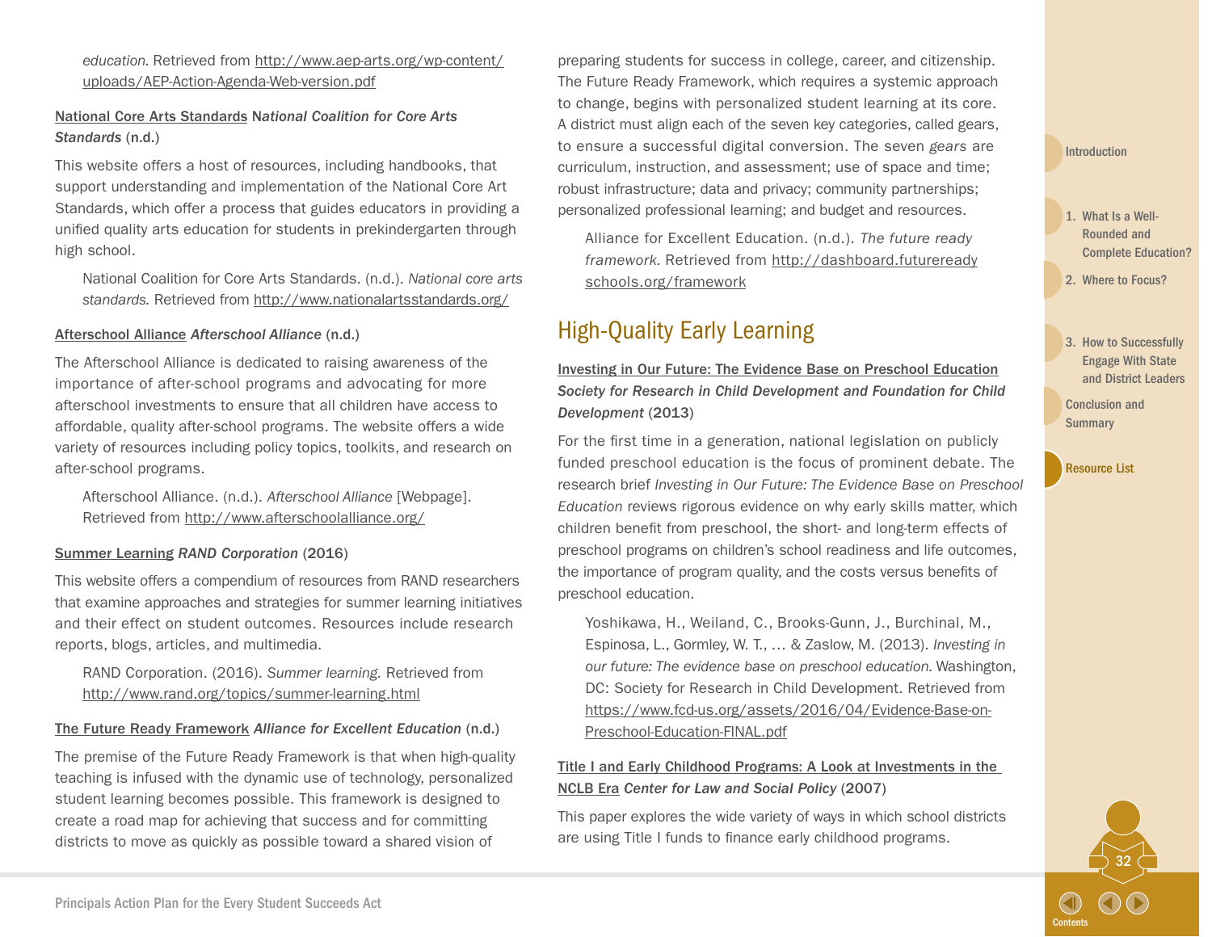*education*. Retrieved from http://www.aep-arts.org/wp-content/uploads/AEP-Action-Agenda-Web-version.pdf

**National Core Arts Standards** ***National Coalition for Core Arts Standards*** **(n.d.)**

This website offers a host of resources, including handbooks, that support understanding and implementation of the National Core Art Standards, which offer a process that guides educators in providing a unified quality arts education for students in prekindergarten through high school.

National Coalition for Core Arts Standards. (n.d.). *National core arts standards.* Retrieved from http://www.nationalartsstandards.org/

**Afterschool Alliance** ***Afterschool Alliance*** **(n.d.)**

The Afterschool Alliance is dedicated to raising awareness of the importance of after-school programs and advocating for more afterschool investments to ensure that all children have access to affordable, quality after-school programs. The website offers a wide variety of resources including policy topics, toolkits, and research on after-school programs.

Afterschool Alliance. (n.d.). *Afterschool Alliance* [Webpage]. Retrieved from http://www.afterschoolalliance.org/

**Summer Learning** ***RAND Corporation*** **(2016)**

This website offers a compendium of resources from RAND researchers that examine approaches and strategies for summer learning initiatives and their effect on student outcomes. Resources include research reports, blogs, articles, and multimedia.

RAND Corporation. (2016). *Summer learning.* Retrieved from http://www.rand.org/topics/summer-learning.html

**The Future Ready Framework** ***Alliance for Excellent Education*** **(n.d.)**

The premise of the Future Ready Framework is that when high-quality teaching is infused with the dynamic use of technology, personalized student learning becomes possible. This framework is designed to create a road map for achieving that success and for committing districts to move as quickly as possible toward a shared vision of preparing students for success in college, career, and citizenship. The Future Ready Framework, which requires a systemic approach to change, begins with personalized student learning at its core. A district must align each of the seven key categories, called gears, to ensure a successful digital conversion. The seven *gears* are curriculum, instruction, and assessment; use of space and time; robust infrastructure; data and privacy; community partnerships; personalized professional learning; and budget and resources.

Alliance for Excellent Education. (n.d.). *The future ready framework.* Retrieved from http://dashboard.futurereadyschools.org/framework

## High-Quality Early Learning

**Investing in Our Future: The Evidence Base on Preschool Education** ***Society for Research in Child Development and Foundation for Child Development*** **(2013)**

For the first time in a generation, national legislation on publicly funded preschool education is the focus of prominent debate. The research brief *Investing in Our Future: The Evidence Base on Preschool Education* reviews rigorous evidence on why early skills matter, which children benefit from preschool, the short- and long-term effects of preschool programs on children's school readiness and life outcomes, the importance of program quality, and the costs versus benefits of preschool education.

Yoshikawa, H., Weiland, C., Brooks-Gunn, J., Burchinal, M., Espinosa, L., Gormley, W. T., … & Zaslow, M. (2013). *Investing in our future: The evidence base on preschool education.* Washington, DC: Society for Research in Child Development. Retrieved from https://www.fcd-us.org/assets/2016/04/Evidence-Base-on-Preschool-Education-FINAL.pdf

**Title I and Early Childhood Programs: A Look at Investments in the NCLB Era** ***Center for Law and Social Policy*** **(2007)**

This paper explores the wide variety of ways in which school districts are using Title I funds to finance early childhood programs.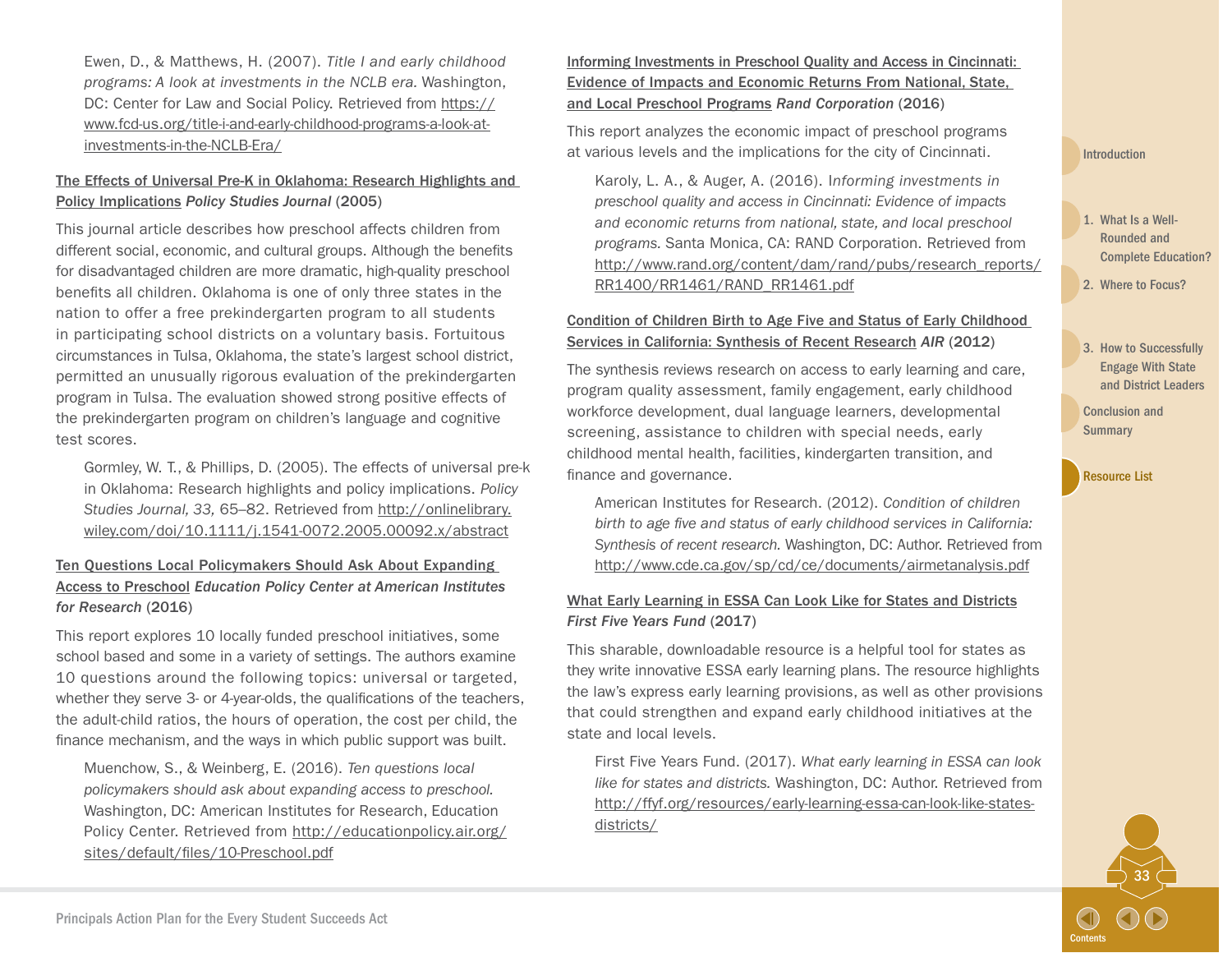Ewen, D., & Matthews, H. (2007). *Title I and early childhood programs: A look at investments in the NCLB era.* Washington, DC: Center for Law and Social Policy. Retrieved from https://www.fcd-us.org/title-i-and-early-childhood-programs-a-look-at-investments-in-the-NCLB-Era/

**The Effects of Universal Pre-K in Oklahoma: Research Highlights and Policy Implications** ***Policy Studies Journal*** **(2005)**

This journal article describes how preschool affects children from different social, economic, and cultural groups. Although the benefits for disadvantaged children are more dramatic, high-quality preschool benefits all children. Oklahoma is one of only three states in the nation to offer a free prekindergarten program to all students in participating school districts on a voluntary basis. Fortuitous circumstances in Tulsa, Oklahoma, the state's largest school district, permitted an unusually rigorous evaluation of the prekindergarten program in Tulsa. The evaluation showed strong positive effects of the prekindergarten program on children's language and cognitive test scores.

Gormley, W. T., & Phillips, D. (2005). The effects of universal pre-k in Oklahoma: Research highlights and policy implications. *Policy Studies Journal, 33,* 65–82. Retrieved from http://onlinelibrary.wiley.com/doi/10.1111/j.1541-0072.2005.00092.x/abstract

**Ten Questions Local Policymakers Should Ask About Expanding Access to Preschool** ***Education Policy Center at American Institutes for Research*** **(2016)**

This report explores 10 locally funded preschool initiatives, some school based and some in a variety of settings. The authors examine 10 questions around the following topics: universal or targeted, whether they serve 3- or 4-year-olds, the qualifications of the teachers, the adult-child ratios, the hours of operation, the cost per child, the finance mechanism, and the ways in which public support was built.

Muenchow, S., & Weinberg, E. (2016). *Ten questions local policymakers should ask about expanding access to preschool.* Washington, DC: American Institutes for Research, Education Policy Center. Retrieved from http://educationpolicy.air.org/sites/default/files/10-Preschool.pdf

**Informing Investments in Preschool Quality and Access in Cincinnati: Evidence of Impacts and Economic Returns From National, State, and Local Preschool Programs** ***Rand Corporation*** **(2016)**

This report analyzes the economic impact of preschool programs at various levels and the implications for the city of Cincinnati.

Karoly, L. A., & Auger, A. (2016). I*nforming investments in preschool quality and access in Cincinnati: Evidence of impacts and economic returns from national, state, and local preschool programs.* Santa Monica, CA: RAND Corporation. Retrieved from http://www.rand.org/content/dam/rand/pubs/research_reports/RR1400/RR1461/RAND_RR1461.pdf

**Condition of Children Birth to Age Five and Status of Early Childhood Services in California: Synthesis of Recent Research** ***AIR*** **(2012)**

The synthesis reviews research on access to early learning and care, program quality assessment, family engagement, early childhood workforce development, dual language learners, developmental screening, assistance to children with special needs, early childhood mental health, facilities, kindergarten transition, and finance and governance.

American Institutes for Research. (2012). *Condition of children birth to age five and status of early childhood services in California: Synthesis of recent research.* Washington, DC: Author. Retrieved from http://www.cde.ca.gov/sp/cd/ce/documents/airmetanalysis.pdf

**What Early Learning in ESSA Can Look Like for States and Districts** ***First Five Years Fund*** **(2017)**

This sharable, downloadable resource is a helpful tool for states as they write innovative ESSA early learning plans. The resource highlights the law's express early learning provisions, as well as other provisions that could strengthen and expand early childhood initiatives at the state and local levels.

First Five Years Fund. (2017). *What early learning in ESSA can look like for states and districts.* Washington, DC: Author. Retrieved from http://ffyf.org/resources/early-learning-essa-can-look-like-states-districts/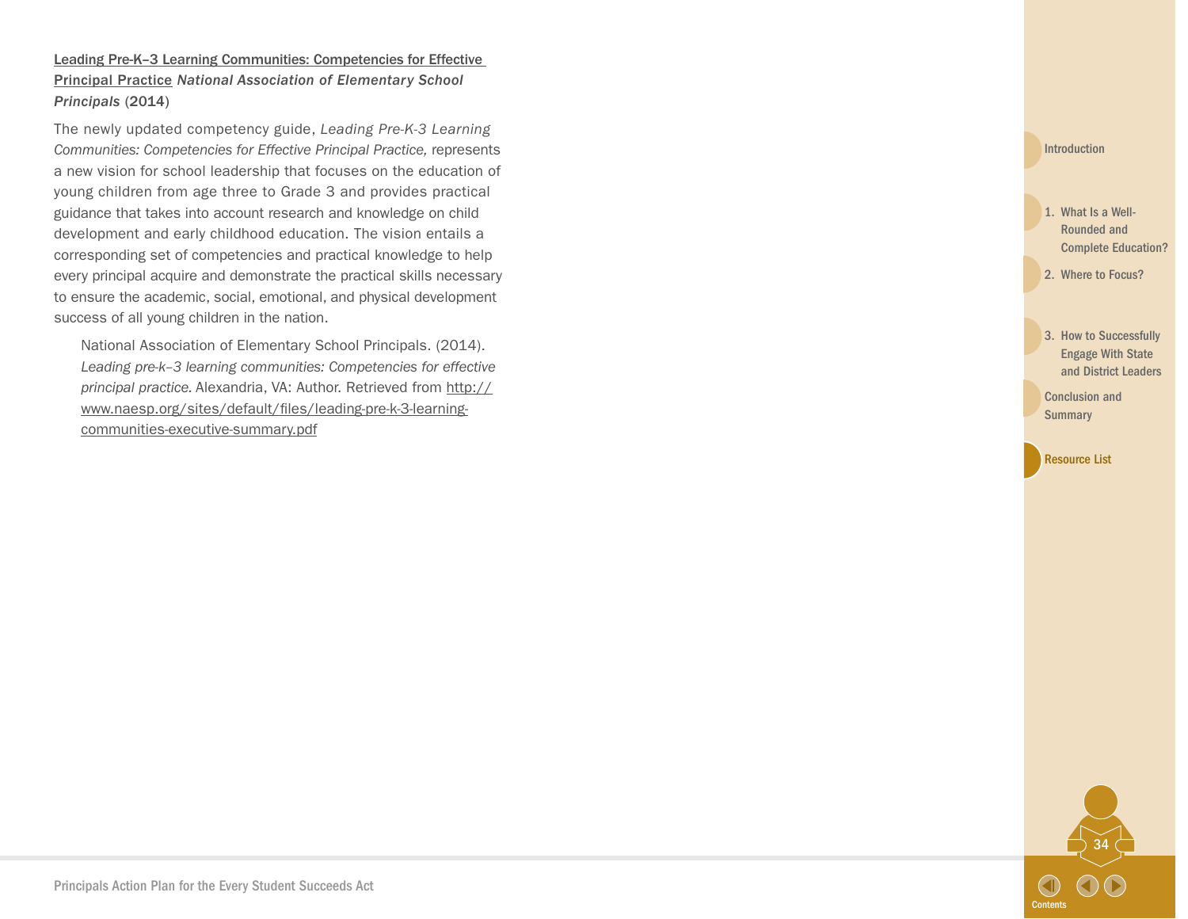Leading Pre-K–3 Learning Communities: Competencies for Effective Principal Practice *National Association of Elementary School Principals* (2014)

The newly updated competency guide, *Leading Pre-K-3 Learning Communities: Competencies for Effective Principal Practice,* represents a new vision for school leadership that focuses on the education of young children from age three to Grade 3 and provides practical guidance that takes into account research and knowledge on child development and early childhood education. The vision entails a corresponding set of competencies and practical knowledge to help every principal acquire and demonstrate the practical skills necessary to ensure the academic, social, emotional, and physical development success of all young children in the nation.

> National Association of Elementary School Principals. (2014). *Leading pre-k–3 learning communities: Competencies for effective principal practice.* Alexandria, VA: Author. Retrieved from http://www.naesp.org/sites/default/files/leading-pre-k-3-learning-communities-executive-summary.pdf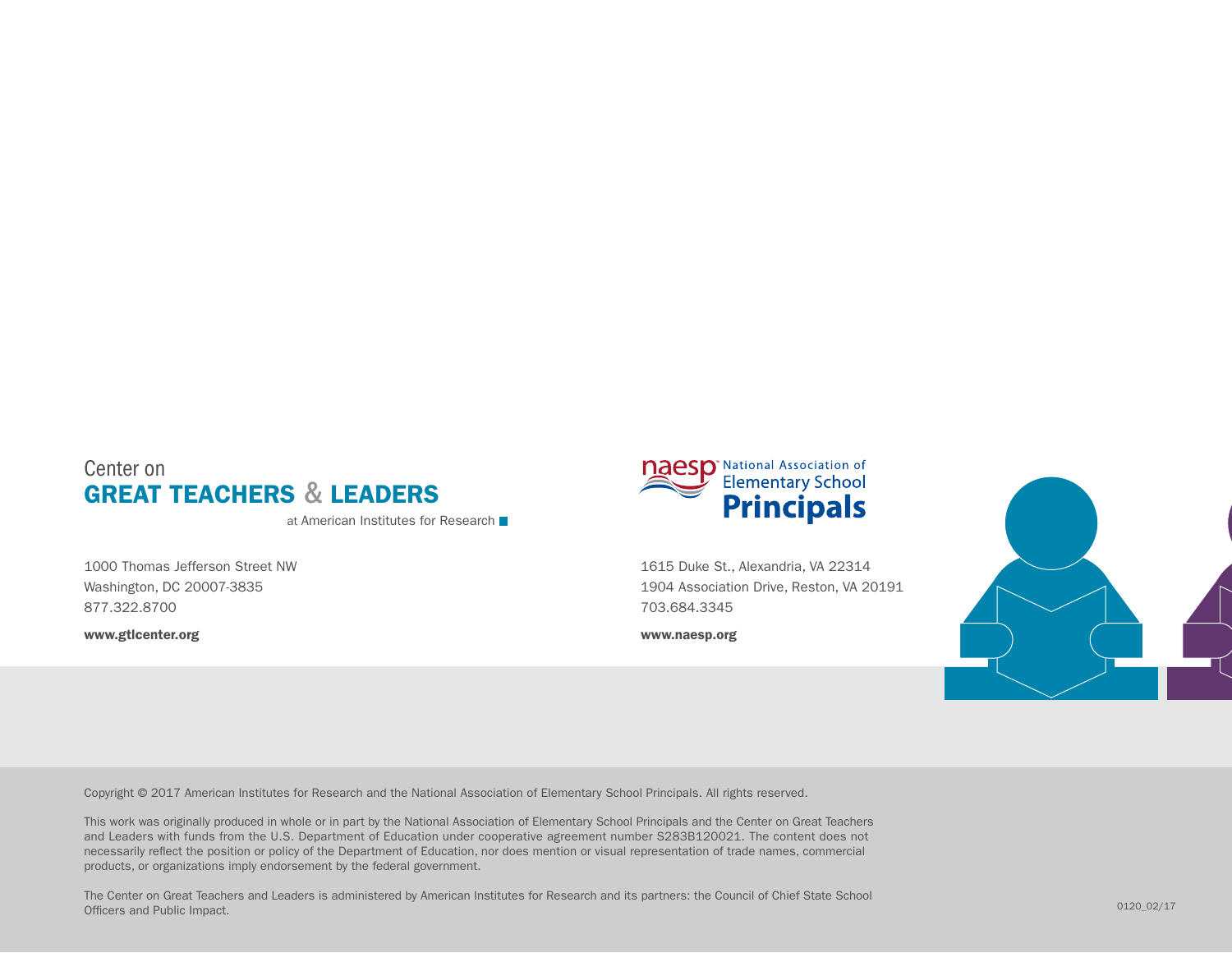Center on
**GREAT TEACHERS & LEADERS**
at American Institutes for Research

1000 Thomas Jefferson Street NW
Washington, DC 20007-3835
877.322.8700

**www.gtlcenter.org**

naesp National Association of Elementary School **Principals**

1615 Duke St., Alexandria, VA 22314
1904 Association Drive, Reston, VA 20191
703.684.3345

**www.naesp.org**

Copyright © 2017 American Institutes for Research and the National Association of Elementary School Principals. All rights reserved.

This work was originally produced in whole or in part by the National Association of Elementary School Principals and the Center on Great Teachers and Leaders with funds from the U.S. Department of Education under cooperative agreement number S283B120021. The content does not necessarily reflect the position or policy of the Department of Education, nor does mention or visual representation of trade names, commercial products, or organizations imply endorsement by the federal government.

The Center on Great Teachers and Leaders is administered by American Institutes for Research and its partners: the Council of Chief State School Officers and Public Impact.

0120_02/17